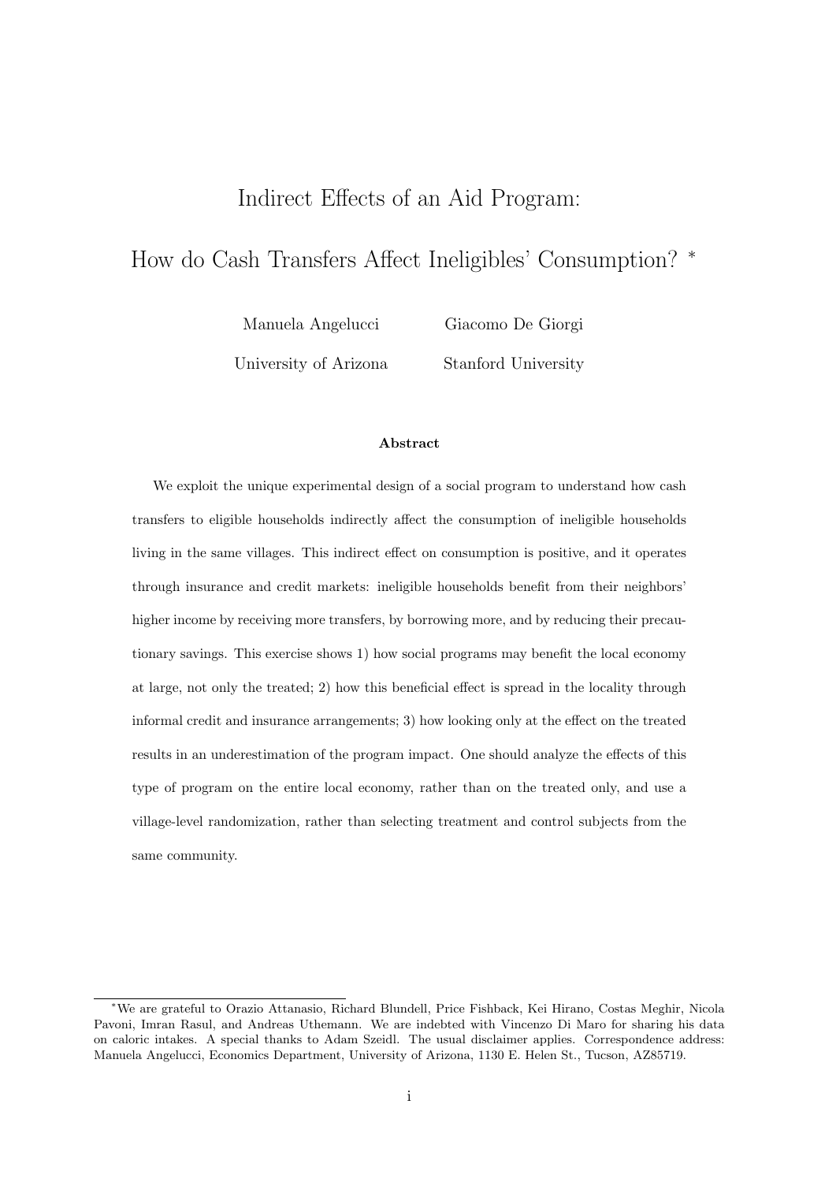# Indirect Effects of an Aid Program: How do Cash Transfers Affect Ineligibles' Consumption? *

Manuela Angelucci — University of Arizona

Giacomo De Giorgi — Stanford University

### Abstract

We exploit the unique experimental design of a social program to understand how cash transfers to eligible households indirectly affect the consumption of ineligible households living in the same villages. This indirect effect on consumption is positive, and it operates through insurance and credit markets: ineligible households benefit from their neighbors' higher income by receiving more transfers, by borrowing more, and by reducing their precautionary savings. This exercise shows 1) how social programs may benefit the local economy at large, not only the treated; 2) how this beneficial effect is spread in the locality through informal credit and insurance arrangements; 3) how looking only at the effect on the treated results in an underestimation of the program impact. One should analyze the effects of this type of program on the entire local economy, rather than on the treated only, and use a village-level randomization, rather than selecting treatment and control subjects from the same community.

---

*We are grateful to Orazio Attanasio, Richard Blundell, Price Fishback, Kei Hirano, Costas Meghir, Nicola Pavoni, Imran Rasul, and Andreas Uthemann. We are indebted with Vincenzo Di Maro for sharing his data on caloric intakes. A special thanks to Adam Szeidl. The usual disclaimer applies. Correspondence address: Manuela Angelucci, Economics Department, University of Arizona, 1130 E. Helen St., Tucson, AZ85719.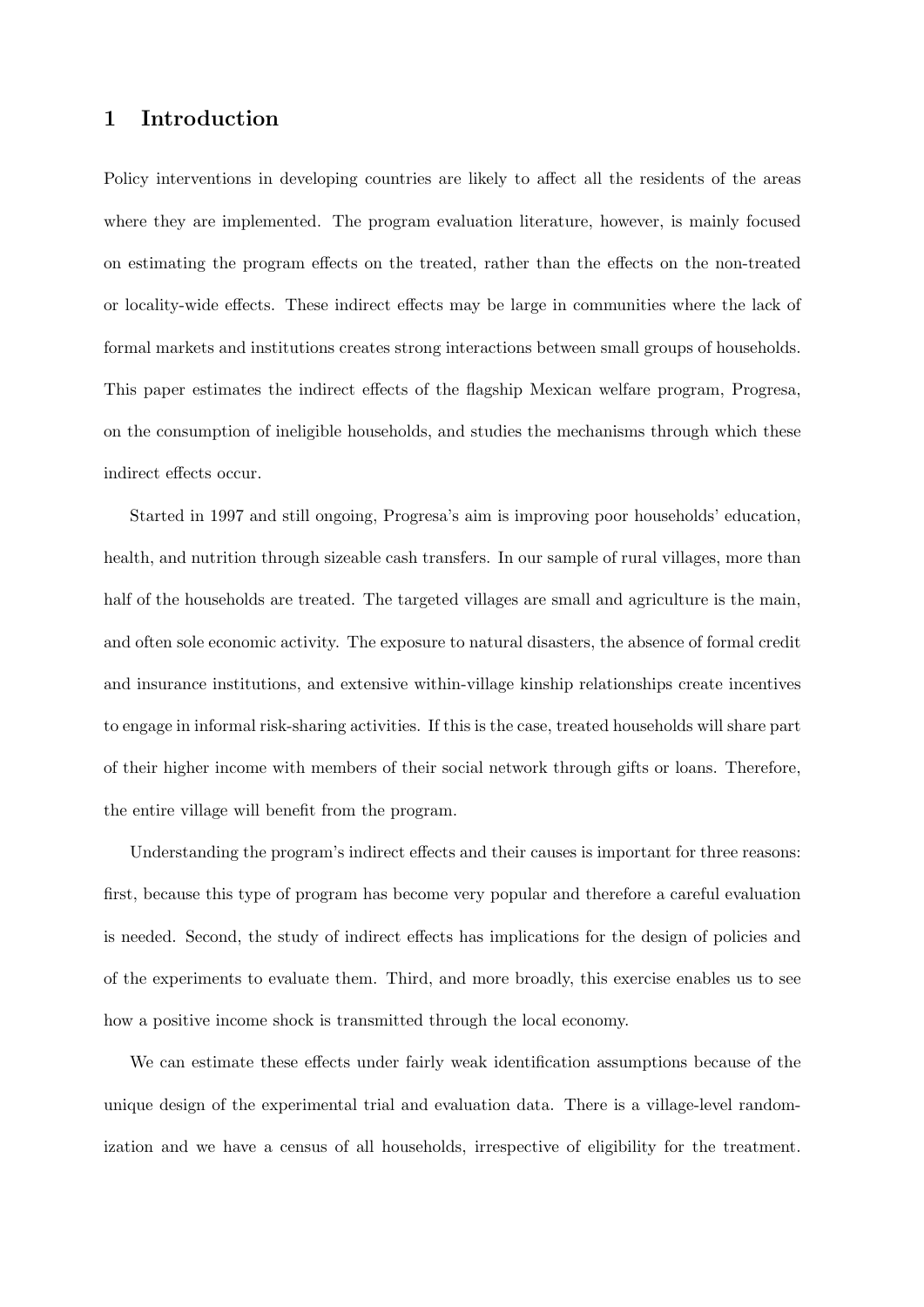# 1 Introduction

Policy interventions in developing countries are likely to affect all the residents of the areas where they are implemented. The program evaluation literature, however, is mainly focused on estimating the program effects on the treated, rather than the effects on the non-treated or locality-wide effects. These indirect effects may be large in communities where the lack of formal markets and institutions creates strong interactions between small groups of households. This paper estimates the indirect effects of the flagship Mexican welfare program, Progresa, on the consumption of ineligible households, and studies the mechanisms through which these indirect effects occur.

Started in 1997 and still ongoing, Progresa's aim is improving poor households' education, health, and nutrition through sizeable cash transfers. In our sample of rural villages, more than half of the households are treated. The targeted villages are small and agriculture is the main, and often sole economic activity. The exposure to natural disasters, the absence of formal credit and insurance institutions, and extensive within-village kinship relationships create incentives to engage in informal risk-sharing activities. If this is the case, treated households will share part of their higher income with members of their social network through gifts or loans. Therefore, the entire village will benefit from the program.

Understanding the program's indirect effects and their causes is important for three reasons: first, because this type of program has become very popular and therefore a careful evaluation is needed. Second, the study of indirect effects has implications for the design of policies and of the experiments to evaluate them. Third, and more broadly, this exercise enables us to see how a positive income shock is transmitted through the local economy.

We can estimate these effects under fairly weak identification assumptions because of the unique design of the experimental trial and evaluation data. There is a village-level randomization and we have a census of all households, irrespective of eligibility for the treatment.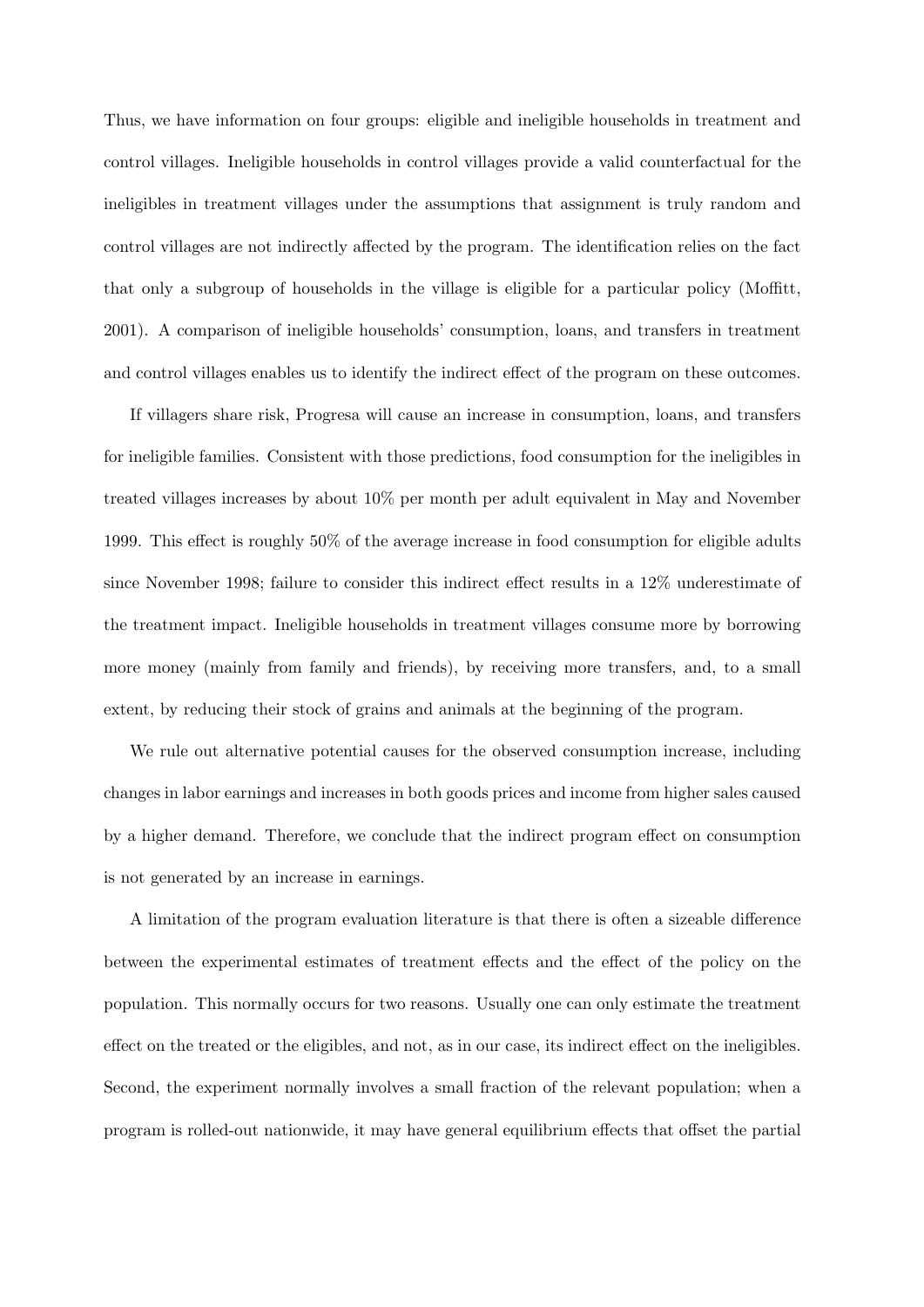Thus, we have information on four groups: eligible and ineligible households in treatment and control villages. Ineligible households in control villages provide a valid counterfactual for the ineligibles in treatment villages under the assumptions that assignment is truly random and control villages are not indirectly affected by the program. The identification relies on the fact that only a subgroup of households in the village is eligible for a particular policy (Moffitt, 2001). A comparison of ineligible households' consumption, loans, and transfers in treatment and control villages enables us to identify the indirect effect of the program on these outcomes.

If villagers share risk, Progresa will cause an increase in consumption, loans, and transfers for ineligible families. Consistent with those predictions, food consumption for the ineligibles in treated villages increases by about 10% per month per adult equivalent in May and November 1999. This effect is roughly 50% of the average increase in food consumption for eligible adults since November 1998; failure to consider this indirect effect results in a 12% underestimate of the treatment impact. Ineligible households in treatment villages consume more by borrowing more money (mainly from family and friends), by receiving more transfers, and, to a small extent, by reducing their stock of grains and animals at the beginning of the program.

We rule out alternative potential causes for the observed consumption increase, including changes in labor earnings and increases in both goods prices and income from higher sales caused by a higher demand. Therefore, we conclude that the indirect program effect on consumption is not generated by an increase in earnings.

A limitation of the program evaluation literature is that there is often a sizeable difference between the experimental estimates of treatment effects and the effect of the policy on the population. This normally occurs for two reasons. Usually one can only estimate the treatment effect on the treated or the eligibles, and not, as in our case, its indirect effect on the ineligibles. Second, the experiment normally involves a small fraction of the relevant population; when a program is rolled-out nationwide, it may have general equilibrium effects that offset the partial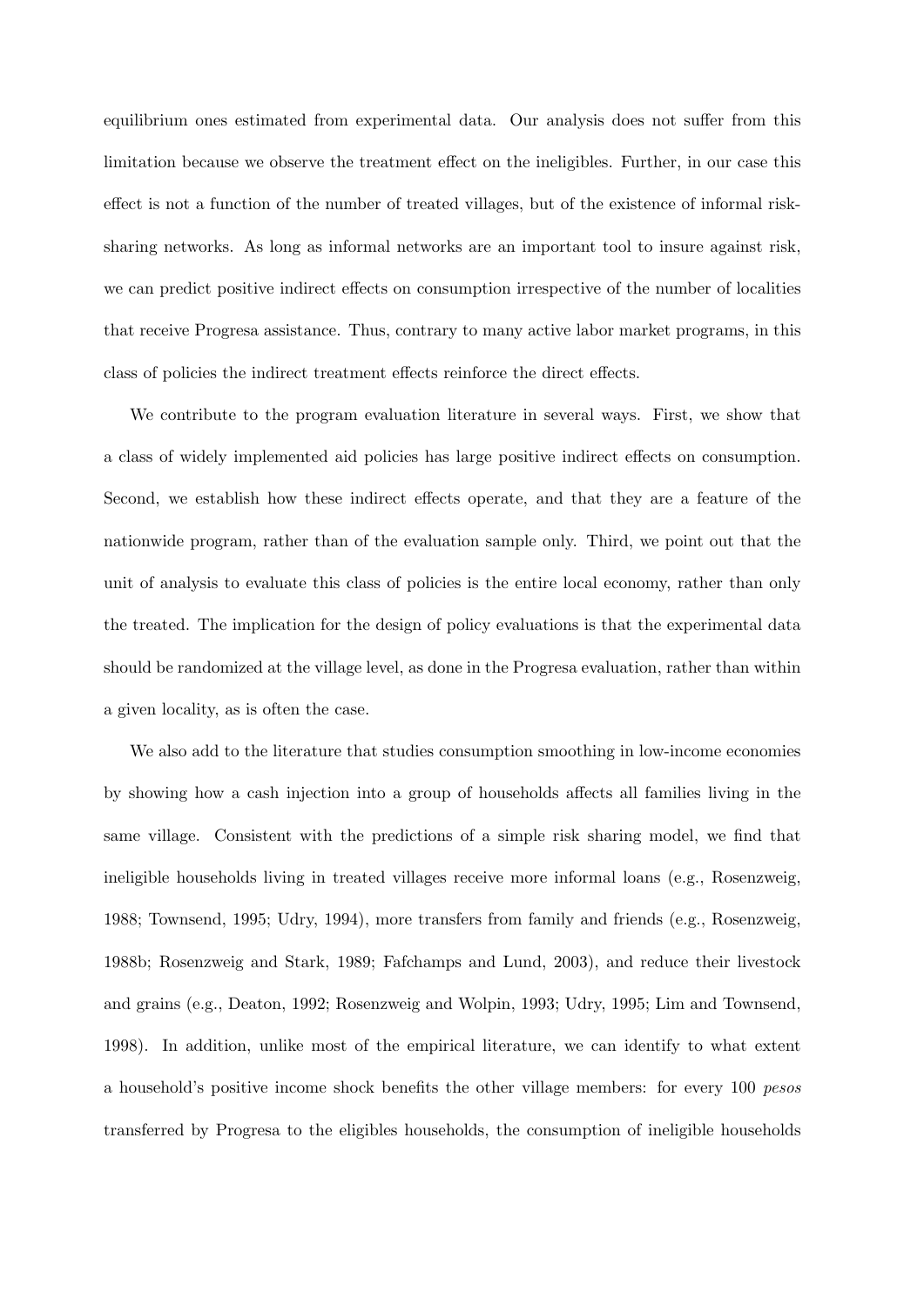equilibrium ones estimated from experimental data. Our analysis does not suffer from this limitation because we observe the treatment effect on the ineligibles. Further, in our case this effect is not a function of the number of treated villages, but of the existence of informal risk-sharing networks. As long as informal networks are an important tool to insure against risk, we can predict positive indirect effects on consumption irrespective of the number of localities that receive Progresa assistance. Thus, contrary to many active labor market programs, in this class of policies the indirect treatment effects reinforce the direct effects.

We contribute to the program evaluation literature in several ways. First, we show that a class of widely implemented aid policies has large positive indirect effects on consumption. Second, we establish how these indirect effects operate, and that they are a feature of the nationwide program, rather than of the evaluation sample only. Third, we point out that the unit of analysis to evaluate this class of policies is the entire local economy, rather than only the treated. The implication for the design of policy evaluations is that the experimental data should be randomized at the village level, as done in the Progresa evaluation, rather than within a given locality, as is often the case.

We also add to the literature that studies consumption smoothing in low-income economies by showing how a cash injection into a group of households affects all families living in the same village. Consistent with the predictions of a simple risk sharing model, we find that ineligible households living in treated villages receive more informal loans (e.g., Rosenzweig, 1988; Townsend, 1995; Udry, 1994), more transfers from family and friends (e.g., Rosenzweig, 1988b; Rosenzweig and Stark, 1989; Fafchamps and Lund, 2003), and reduce their livestock and grains (e.g., Deaton, 1992; Rosenzweig and Wolpin, 1993; Udry, 1995; Lim and Townsend, 1998). In addition, unlike most of the empirical literature, we can identify to what extent a household's positive income shock benefits the other village members: for every 100 *pesos* transferred by Progresa to the eligibles households, the consumption of ineligible households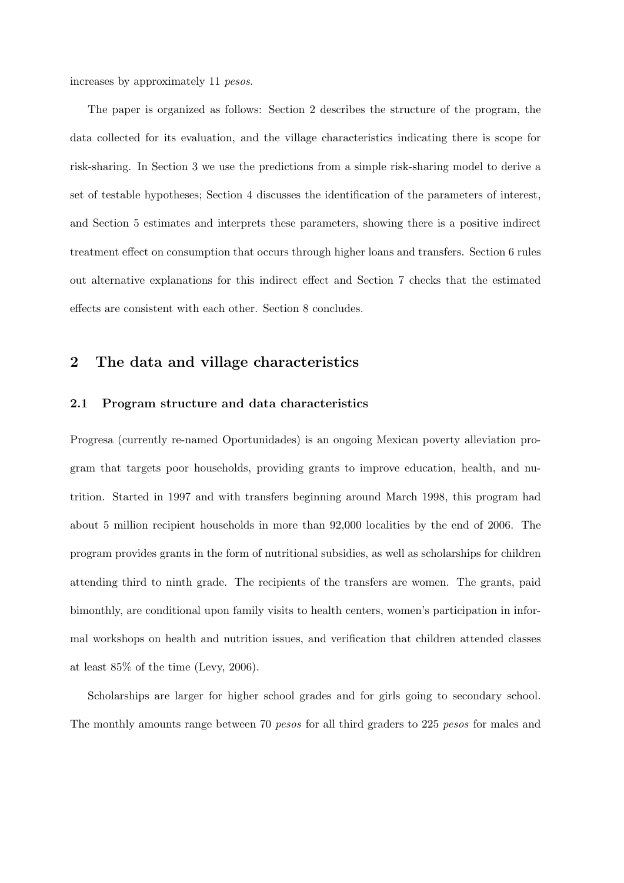increases by approximately 11 *pesos*.

The paper is organized as follows: Section 2 describes the structure of the program, the data collected for its evaluation, and the village characteristics indicating there is scope for risk-sharing. In Section 3 we use the predictions from a simple risk-sharing model to derive a set of testable hypotheses; Section 4 discusses the identification of the parameters of interest, and Section 5 estimates and interprets these parameters, showing there is a positive indirect treatment effect on consumption that occurs through higher loans and transfers. Section 6 rules out alternative explanations for this indirect effect and Section 7 checks that the estimated effects are consistent with each other. Section 8 concludes.

## 2 The data and village characteristics

### 2.1 Program structure and data characteristics

Progresa (currently re-named Oportunidades) is an ongoing Mexican poverty alleviation program that targets poor households, providing grants to improve education, health, and nutrition. Started in 1997 and with transfers beginning around March 1998, this program had about 5 million recipient households in more than 92,000 localities by the end of 2006. The program provides grants in the form of nutritional subsidies, as well as scholarships for children attending third to ninth grade. The recipients of the transfers are women. The grants, paid bimonthly, are conditional upon family visits to health centers, women's participation in informal workshops on health and nutrition issues, and verification that children attended classes at least 85% of the time (Levy, 2006).

Scholarships are larger for higher school grades and for girls going to secondary school. The monthly amounts range between 70 *pesos* for all third graders to 225 *pesos* for males and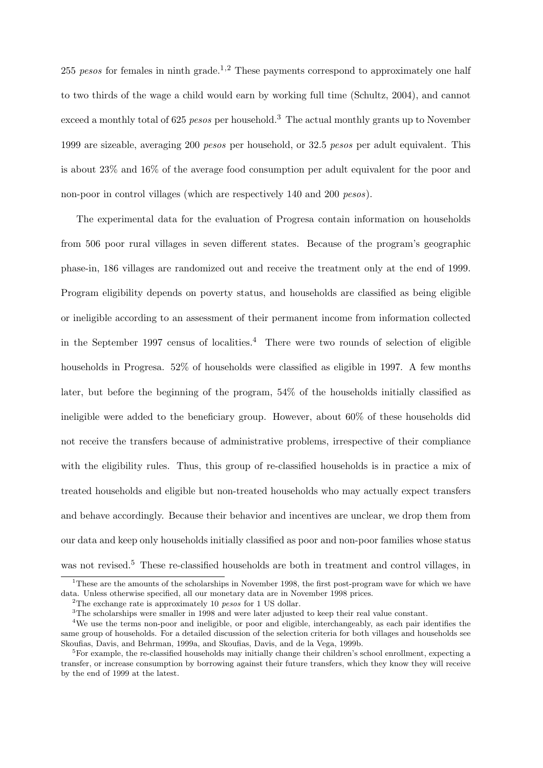255 *pesos* for females in ninth grade.[1,2] These payments correspond to approximately one half to two thirds of the wage a child would earn by working full time (Schultz, 2004), and cannot exceed a monthly total of 625 *pesos* per household.[3] The actual monthly grants up to November 1999 are sizeable, averaging 200 *pesos* per household, or 32.5 *pesos* per adult equivalent. This is about 23% and 16% of the average food consumption per adult equivalent for the poor and non-poor in control villages (which are respectively 140 and 200 *pesos*).

The experimental data for the evaluation of Progresa contain information on households from 506 poor rural villages in seven different states. Because of the program's geographic phase-in, 186 villages are randomized out and receive the treatment only at the end of 1999. Program eligibility depends on poverty status, and households are classified as being eligible or ineligible according to an assessment of their permanent income from information collected in the September 1997 census of localities.[4] There were two rounds of selection of eligible households in Progresa. 52% of households were classified as eligible in 1997. A few months later, but before the beginning of the program, 54% of the households initially classified as ineligible were added to the beneficiary group. However, about 60% of these households did not receive the transfers because of administrative problems, irrespective of their compliance with the eligibility rules. Thus, this group of re-classified households is in practice a mix of treated households and eligible but non-treated households who may actually expect transfers and behave accordingly. Because their behavior and incentives are unclear, we drop them from our data and keep only households initially classified as poor and non-poor families whose status was not revised.[5] These re-classified households are both in treatment and control villages, in

[1] These are the amounts of the scholarships in November 1998, the first post-program wave for which we have data. Unless otherwise specified, all our monetary data are in November 1998 prices.

[2] The exchange rate is approximately 10 *pesos* for 1 US dollar.

[3] The scholarships were smaller in 1998 and were later adjusted to keep their real value constant.

[4] We use the terms non-poor and ineligible, or poor and eligible, interchangeably, as each pair identifies the same group of households. For a detailed discussion of the selection criteria for both villages and households see Skoufias, Davis, and Behrman, 1999a, and Skoufias, Davis, and de la Vega, 1999b.

[5] For example, the re-classified households may initially change their children's school enrollment, expecting a transfer, or increase consumption by borrowing against their future transfers, which they know they will receive by the end of 1999 at the latest.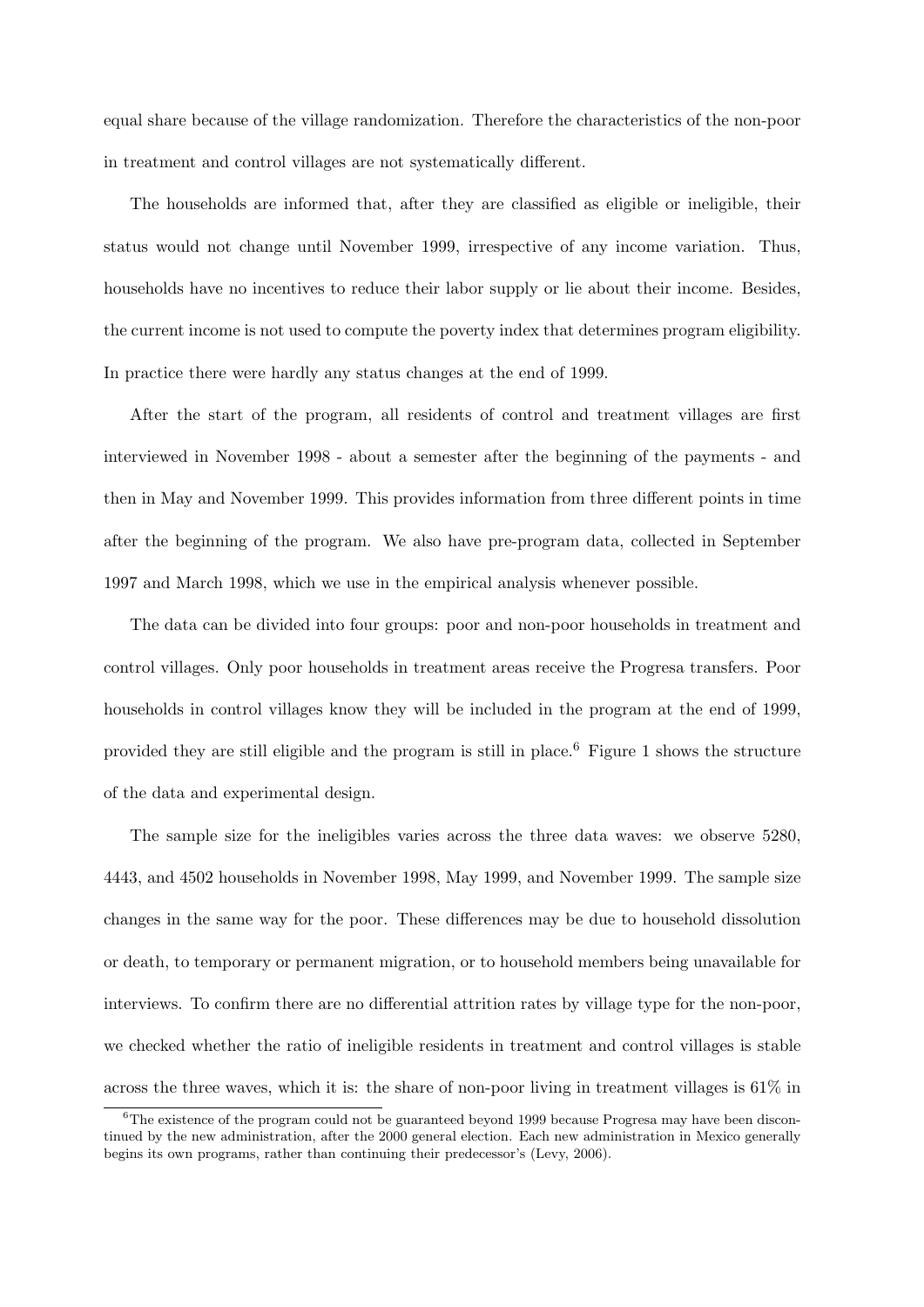equal share because of the village randomization. Therefore the characteristics of the non-poor in treatment and control villages are not systematically different.

The households are informed that, after they are classified as eligible or ineligible, their status would not change until November 1999, irrespective of any income variation. Thus, households have no incentives to reduce their labor supply or lie about their income. Besides, the current income is not used to compute the poverty index that determines program eligibility. In practice there were hardly any status changes at the end of 1999.

After the start of the program, all residents of control and treatment villages are first interviewed in November 1998 - about a semester after the beginning of the payments - and then in May and November 1999. This provides information from three different points in time after the beginning of the program. We also have pre-program data, collected in September 1997 and March 1998, which we use in the empirical analysis whenever possible.

The data can be divided into four groups: poor and non-poor households in treatment and control villages. Only poor households in treatment areas receive the Progresa transfers. Poor households in control villages know they will be included in the program at the end of 1999, provided they are still eligible and the program is still in place.[6] Figure 1 shows the structure of the data and experimental design.

The sample size for the ineligibles varies across the three data waves: we observe 5280, 4443, and 4502 households in November 1998, May 1999, and November 1999. The sample size changes in the same way for the poor. These differences may be due to household dissolution or death, to temporary or permanent migration, or to household members being unavailable for interviews. To confirm there are no differential attrition rates by village type for the non-poor, we checked whether the ratio of ineligible residents in treatment and control villages is stable across the three waves, which it is: the share of non-poor living in treatment villages is 61% in

[6]The existence of the program could not be guaranteed beyond 1999 because Progresa may have been discontinued by the new administration, after the 2000 general election. Each new administration in Mexico generally begins its own programs, rather than continuing their predecessor's (Levy, 2006).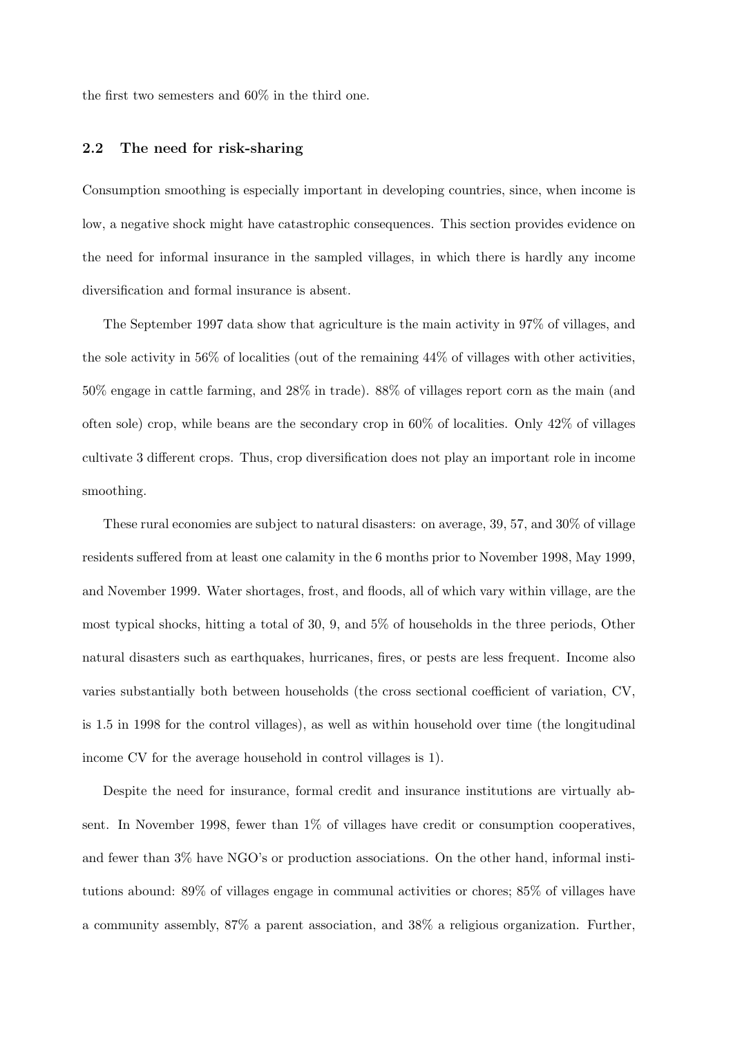the first two semesters and 60% in the third one.

### 2.2 The need for risk-sharing

Consumption smoothing is especially important in developing countries, since, when income is low, a negative shock might have catastrophic consequences. This section provides evidence on the need for informal insurance in the sampled villages, in which there is hardly any income diversification and formal insurance is absent.

The September 1997 data show that agriculture is the main activity in 97% of villages, and the sole activity in 56% of localities (out of the remaining 44% of villages with other activities, 50% engage in cattle farming, and 28% in trade). 88% of villages report corn as the main (and often sole) crop, while beans are the secondary crop in 60% of localities. Only 42% of villages cultivate 3 different crops. Thus, crop diversification does not play an important role in income smoothing.

These rural economies are subject to natural disasters: on average, 39, 57, and 30% of village residents suffered from at least one calamity in the 6 months prior to November 1998, May 1999, and November 1999. Water shortages, frost, and floods, all of which vary within village, are the most typical shocks, hitting a total of 30, 9, and 5% of households in the three periods, Other natural disasters such as earthquakes, hurricanes, fires, or pests are less frequent. Income also varies substantially both between households (the cross sectional coefficient of variation, CV, is 1.5 in 1998 for the control villages), as well as within household over time (the longitudinal income CV for the average household in control villages is 1).

Despite the need for insurance, formal credit and insurance institutions are virtually absent. In November 1998, fewer than 1% of villages have credit or consumption cooperatives, and fewer than 3% have NGO's or production associations. On the other hand, informal institutions abound: 89% of villages engage in communal activities or chores; 85% of villages have a community assembly, 87% a parent association, and 38% a religious organization. Further,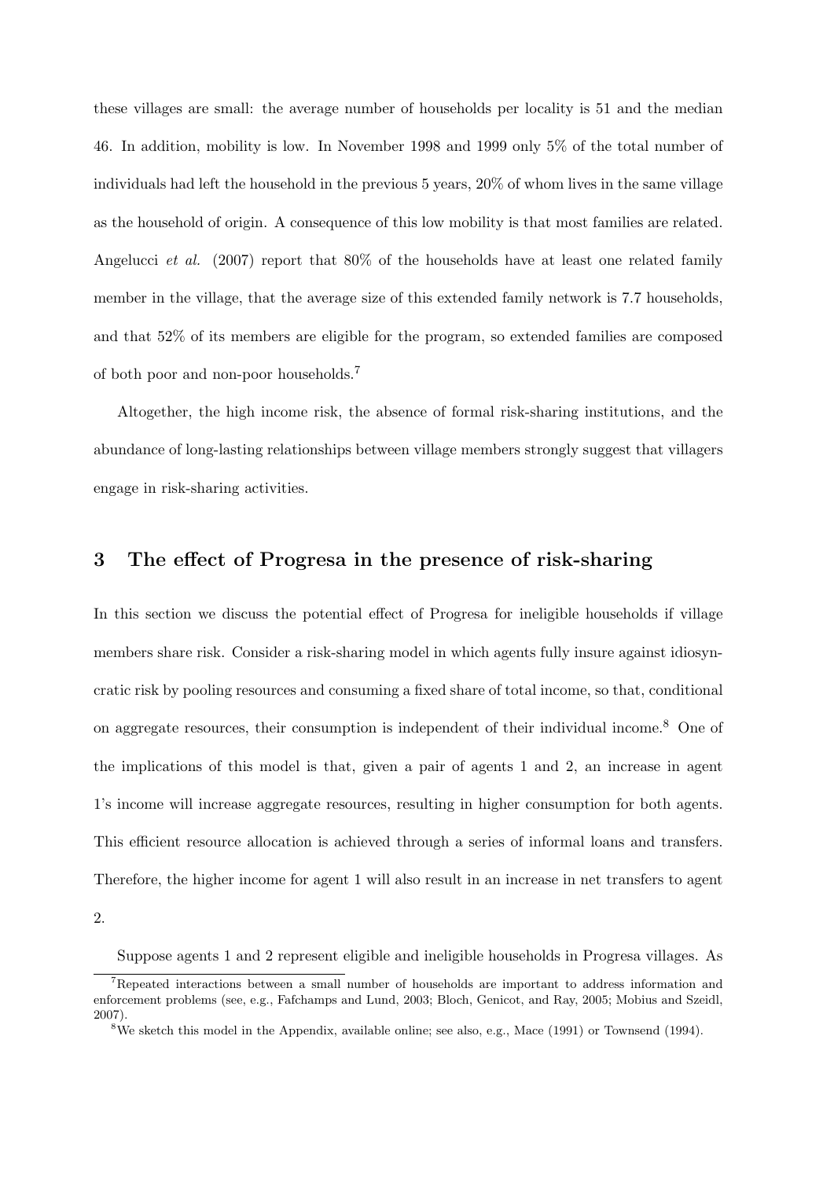these villages are small: the average number of households per locality is 51 and the median 46. In addition, mobility is low. In November 1998 and 1999 only 5% of the total number of individuals had left the household in the previous 5 years, 20% of whom lives in the same village as the household of origin. A consequence of this low mobility is that most families are related. Angelucci *et al.* (2007) report that 80% of the households have at least one related family member in the village, that the average size of this extended family network is 7.7 households, and that 52% of its members are eligible for the program, so extended families are composed of both poor and non-poor households.[7]

Altogether, the high income risk, the absence of formal risk-sharing institutions, and the abundance of long-lasting relationships between village members strongly suggest that villagers engage in risk-sharing activities.

## 3 The effect of Progresa in the presence of risk-sharing

In this section we discuss the potential effect of Progresa for ineligible households if village members share risk. Consider a risk-sharing model in which agents fully insure against idiosyncratic risk by pooling resources and consuming a fixed share of total income, so that, conditional on aggregate resources, their consumption is independent of their individual income.[8] One of the implications of this model is that, given a pair of agents 1 and 2, an increase in agent 1's income will increase aggregate resources, resulting in higher consumption for both agents. This efficient resource allocation is achieved through a series of informal loans and transfers. Therefore, the higher income for agent 1 will also result in an increase in net transfers to agent 2.

Suppose agents 1 and 2 represent eligible and ineligible households in Progresa villages. As

[7] Repeated interactions between a small number of households are important to address information and enforcement problems (see, e.g., Fafchamps and Lund, 2003; Bloch, Genicot, and Ray, 2005; Mobius and Szeidl, 2007).

[8] We sketch this model in the Appendix, available online; see also, e.g., Mace (1991) or Townsend (1994).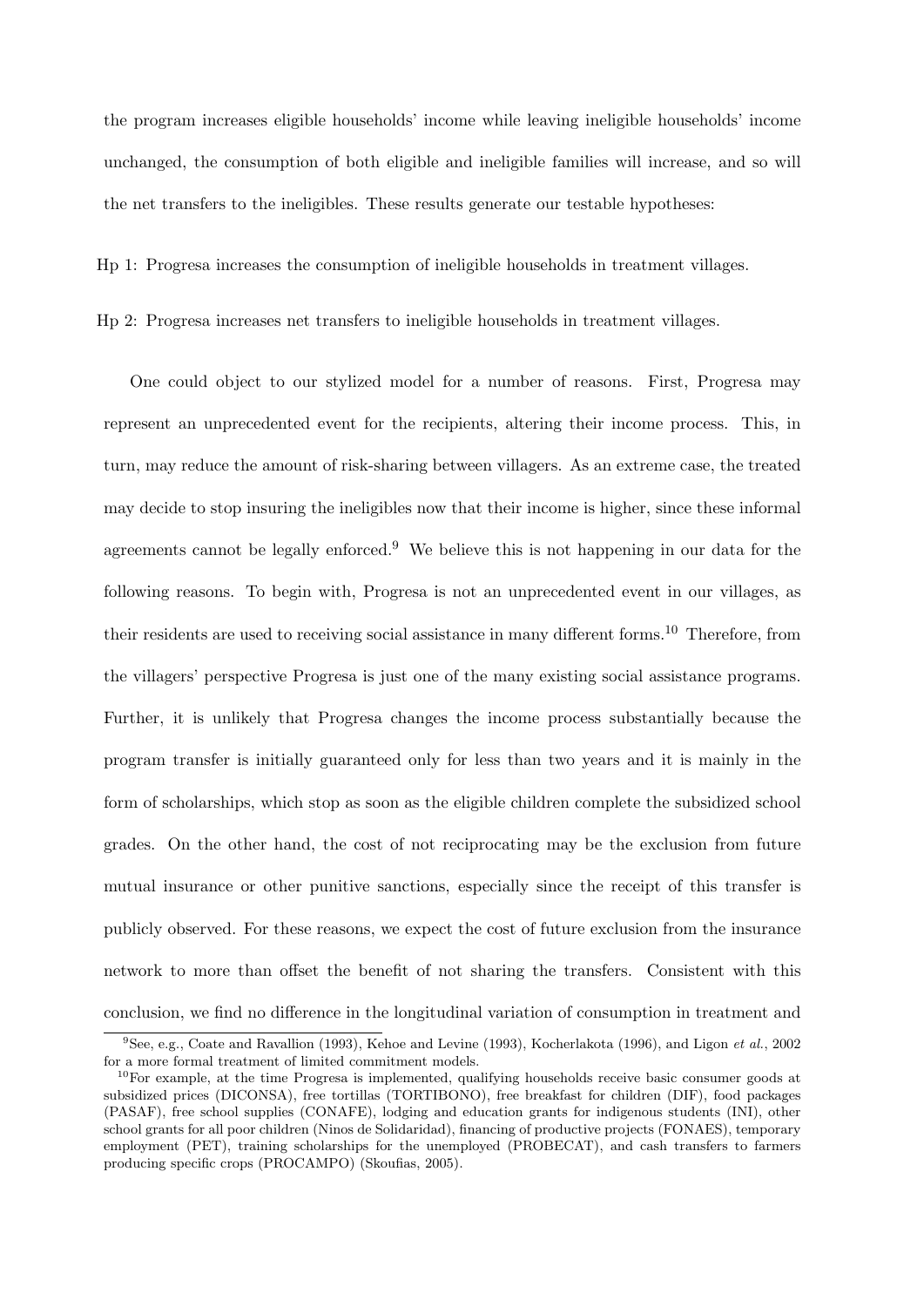the program increases eligible households' income while leaving ineligible households' income unchanged, the consumption of both eligible and ineligible families will increase, and so will the net transfers to the ineligibles. These results generate our testable hypotheses:

Hp 1: Progresa increases the consumption of ineligible households in treatment villages.

Hp 2: Progresa increases net transfers to ineligible households in treatment villages.

One could object to our stylized model for a number of reasons. First, Progresa may represent an unprecedented event for the recipients, altering their income process. This, in turn, may reduce the amount of risk-sharing between villagers. As an extreme case, the treated may decide to stop insuring the ineligibles now that their income is higher, since these informal agreements cannot be legally enforced.[9] We believe this is not happening in our data for the following reasons. To begin with, Progresa is not an unprecedented event in our villages, as their residents are used to receiving social assistance in many different forms.[10] Therefore, from the villagers' perspective Progresa is just one of the many existing social assistance programs. Further, it is unlikely that Progresa changes the income process substantially because the program transfer is initially guaranteed only for less than two years and it is mainly in the form of scholarships, which stop as soon as the eligible children complete the subsidized school grades. On the other hand, the cost of not reciprocating may be the exclusion from future mutual insurance or other punitive sanctions, especially since the receipt of this transfer is publicly observed. For these reasons, we expect the cost of future exclusion from the insurance network to more than offset the benefit of not sharing the transfers. Consistent with this conclusion, we find no difference in the longitudinal variation of consumption in treatment and

[9] See, e.g., Coate and Ravallion (1993), Kehoe and Levine (1993), Kocherlakota (1996), and Ligon *et al.*, 2002 for a more formal treatment of limited commitment models.

[10] For example, at the time Progresa is implemented, qualifying households receive basic consumer goods at subsidized prices (DICONSA), free tortillas (TORTIBONO), free breakfast for children (DIF), food packages (PASAF), free school supplies (CONAFE), lodging and education grants for indigenous students (INI), other school grants for all poor children (Ninos de Solidaridad), financing of productive projects (FONAES), temporary employment (PET), training scholarships for the unemployed (PROBECAT), and cash transfers to farmers producing specific crops (PROCAMPO) (Skoufias, 2005).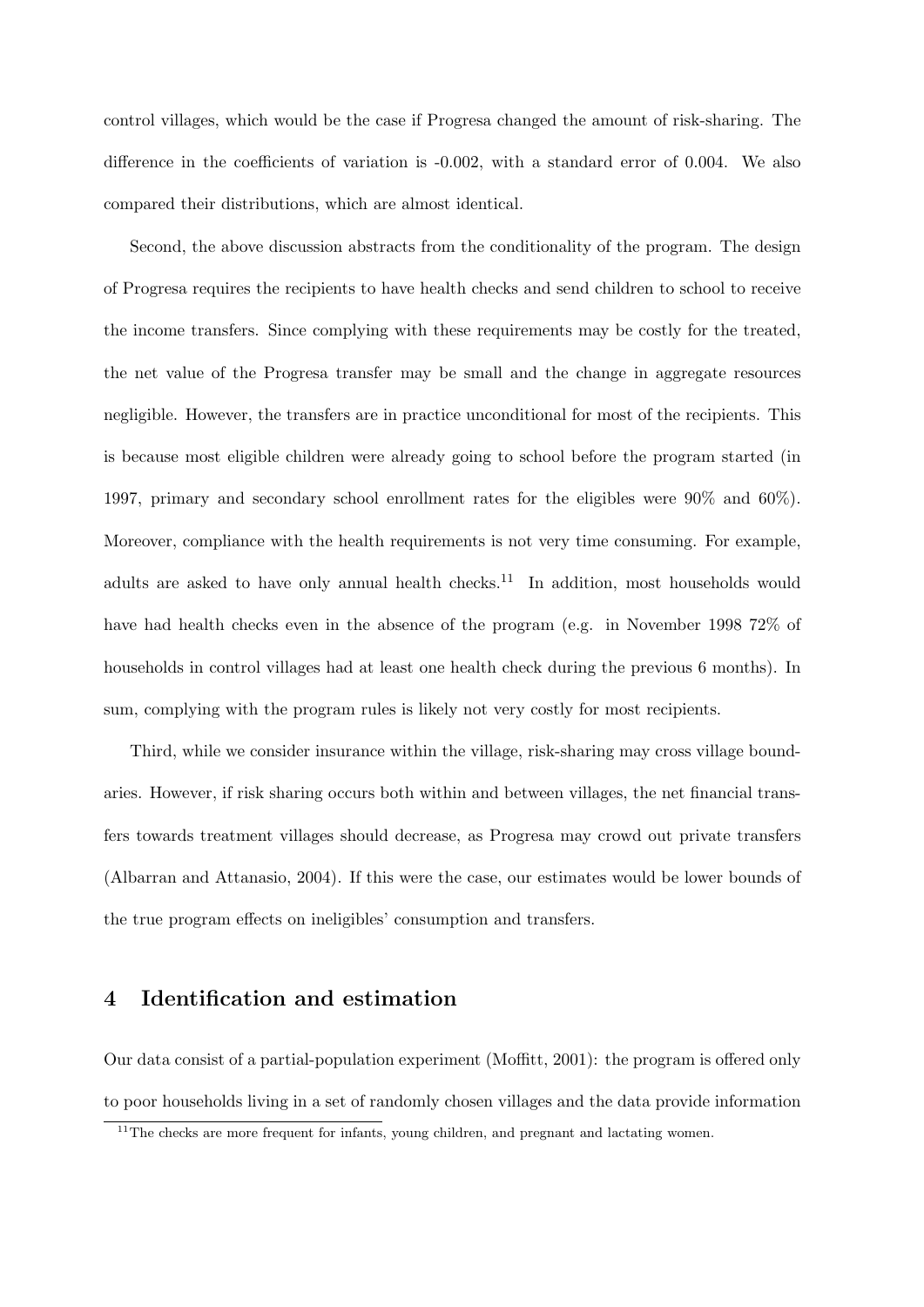control villages, which would be the case if Progresa changed the amount of risk-sharing. The difference in the coefficients of variation is -0.002, with a standard error of 0.004. We also compared their distributions, which are almost identical.

Second, the above discussion abstracts from the conditionality of the program. The design of Progresa requires the recipients to have health checks and send children to school to receive the income transfers. Since complying with these requirements may be costly for the treated, the net value of the Progresa transfer may be small and the change in aggregate resources negligible. However, the transfers are in practice unconditional for most of the recipients. This is because most eligible children were already going to school before the program started (in 1997, primary and secondary school enrollment rates for the eligibles were 90% and 60%). Moreover, compliance with the health requirements is not very time consuming. For example, adults are asked to have only annual health checks.[11] In addition, most households would have had health checks even in the absence of the program (e.g. in November 1998 72% of households in control villages had at least one health check during the previous 6 months). In sum, complying with the program rules is likely not very costly for most recipients.

Third, while we consider insurance within the village, risk-sharing may cross village boundaries. However, if risk sharing occurs both within and between villages, the net financial transfers towards treatment villages should decrease, as Progresa may crowd out private transfers (Albarran and Attanasio, 2004). If this were the case, our estimates would be lower bounds of the true program effects on ineligibles' consumption and transfers.

## 4 Identification and estimation

Our data consist of a partial-population experiment (Moffitt, 2001): the program is offered only to poor households living in a set of randomly chosen villages and the data provide information

[11] The checks are more frequent for infants, young children, and pregnant and lactating women.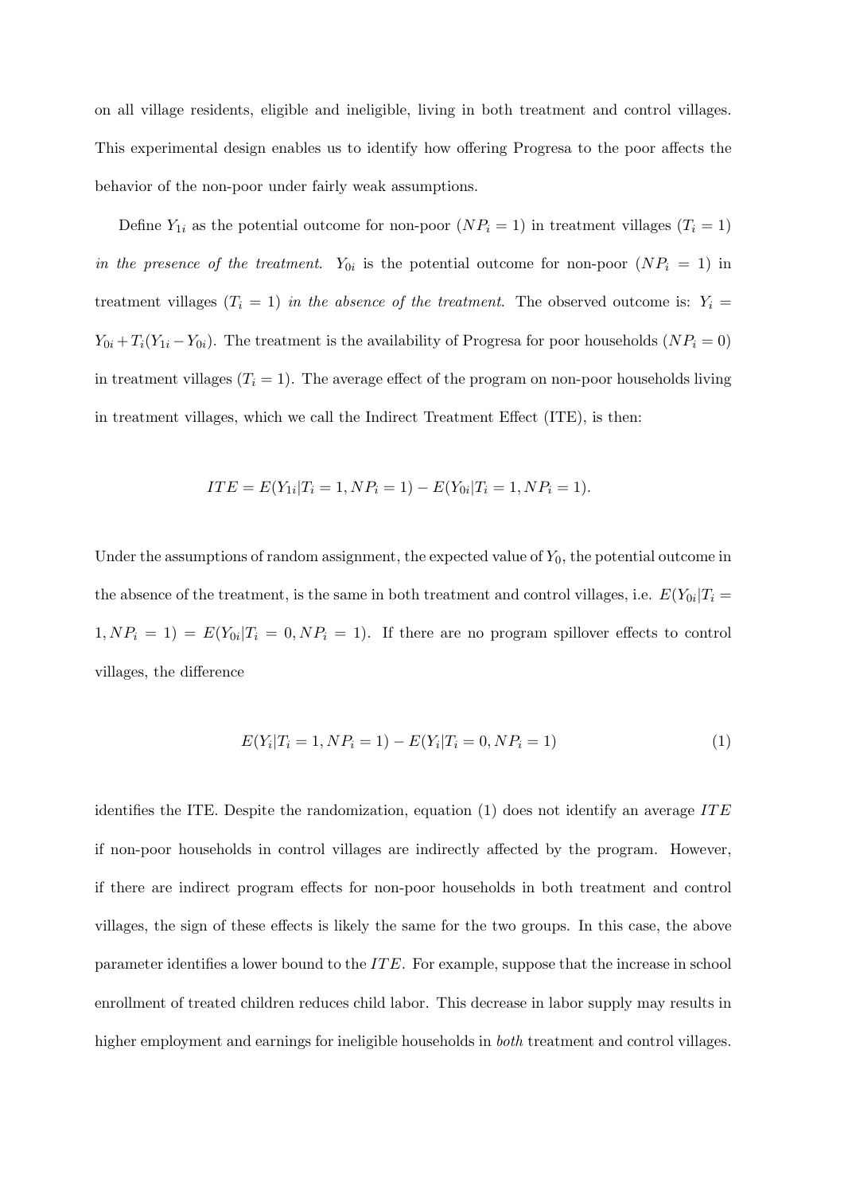on all village residents, eligible and ineligible, living in both treatment and control villages. This experimental design enables us to identify how offering Progresa to the poor affects the behavior of the non-poor under fairly weak assumptions.

Define $Y_{1i}$ as the potential outcome for non-poor ($NP_i = 1$) in treatment villages ($T_i = 1$) *in the presence of the treatment*. $Y_{0i}$ is the potential outcome for non-poor ($NP_i = 1$) in treatment villages ($T_i = 1$) *in the absence of the treatment*. The observed outcome is: $Y_i = Y_{0i} + T_i(Y_{1i} - Y_{0i})$. The treatment is the availability of Progresa for poor households ($NP_i = 0$) in treatment villages ($T_i = 1$). The average effect of the program on non-poor households living in treatment villages, which we call the Indirect Treatment Effect (ITE), is then:

$$ITE = E(Y_{1i}|T_i = 1, NP_i = 1) - E(Y_{0i}|T_i = 1, NP_i = 1).$$

Under the assumptions of random assignment, the expected value of $Y_0$, the potential outcome in the absence of the treatment, is the same in both treatment and control villages, i.e. $E(Y_{0i}|T_i = 1, NP_i = 1) = E(Y_{0i}|T_i = 0, NP_i = 1)$. If there are no program spillover effects to control villages, the difference

$$E(Y_i|T_i = 1, NP_i = 1) - E(Y_i|T_i = 0, NP_i = 1) \tag{1}$$

identifies the ITE. Despite the randomization, equation (1) does not identify an average $ITE$ if non-poor households in control villages are indirectly affected by the program. However, if there are indirect program effects for non-poor households in both treatment and control villages, the sign of these effects is likely the same for the two groups. In this case, the above parameter identifies a lower bound to the $ITE$. For example, suppose that the increase in school enrollment of treated children reduces child labor. This decrease in labor supply may results in higher employment and earnings for ineligible households in *both* treatment and control villages.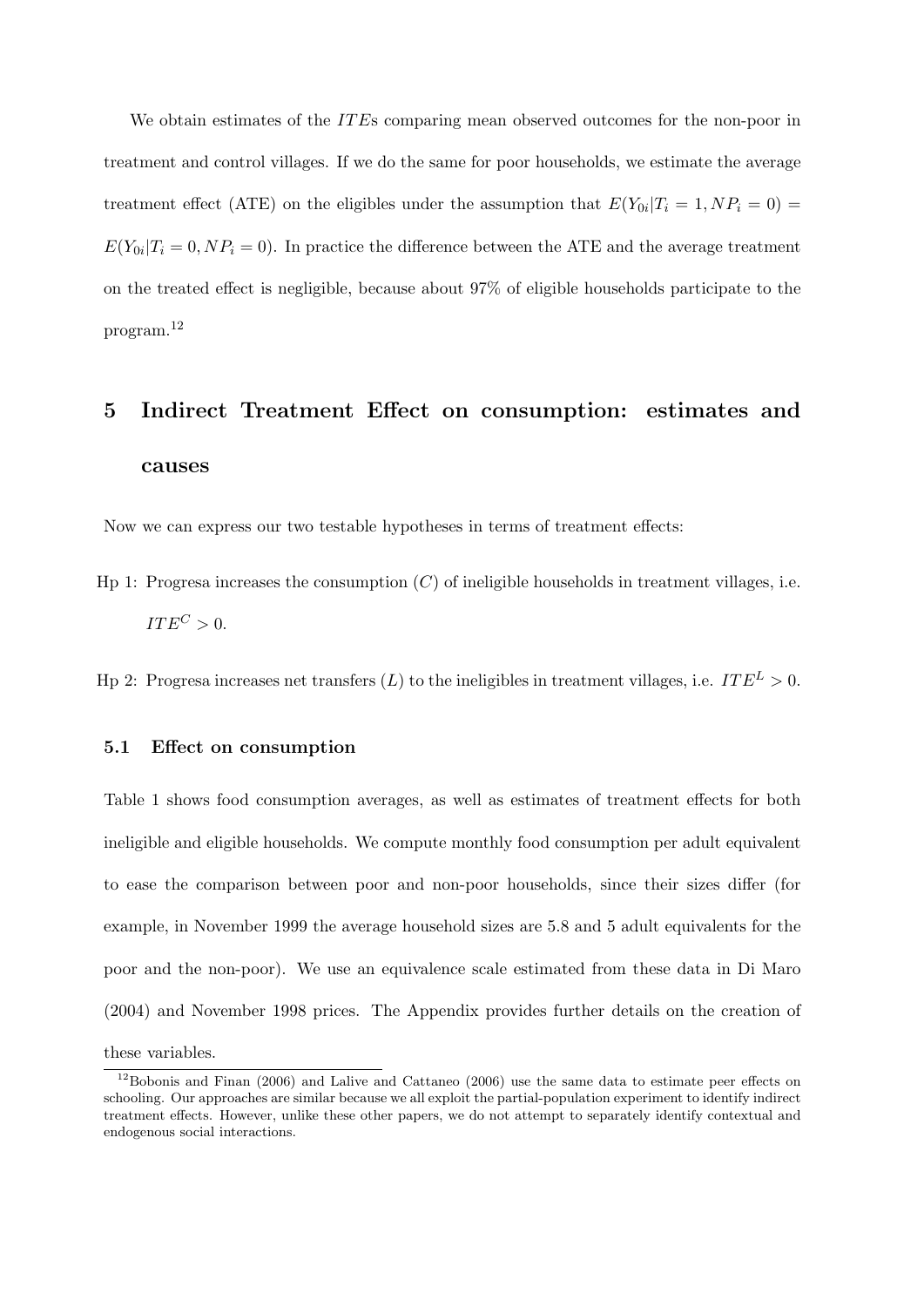We obtain estimates of the $ITE$s comparing mean observed outcomes for the non-poor in treatment and control villages. If we do the same for poor households, we estimate the average treatment effect (ATE) on the eligibles under the assumption that $E(Y_{0i}|T_i = 1, NP_i = 0) = E(Y_{0i}|T_i = 0, NP_i = 0)$. In practice the difference between the ATE and the average treatment on the treated effect is negligible, because about 97% of eligible households participate to the program.[12]

## 5 Indirect Treatment Effect on consumption: estimates and causes

Now we can express our two testable hypotheses in terms of treatment effects:

Hp 1: Progresa increases the consumption ($C$) of ineligible households in treatment villages, i.e. $ITE^C > 0$.

Hp 2: Progresa increases net transfers ($L$) to the ineligibles in treatment villages, i.e. $ITE^L > 0$.

### 5.1 Effect on consumption

Table 1 shows food consumption averages, as well as estimates of treatment effects for both ineligible and eligible households. We compute monthly food consumption per adult equivalent to ease the comparison between poor and non-poor households, since their sizes differ (for example, in November 1999 the average household sizes are 5.8 and 5 adult equivalents for the poor and the non-poor). We use an equivalence scale estimated from these data in Di Maro (2004) and November 1998 prices. The Appendix provides further details on the creation of these variables.

[12] Bobonis and Finan (2006) and Lalive and Cattaneo (2006) use the same data to estimate peer effects on schooling. Our approaches are similar because we all exploit the partial-population experiment to identify indirect treatment effects. However, unlike these other papers, we do not attempt to separately identify contextual and endogenous social interactions.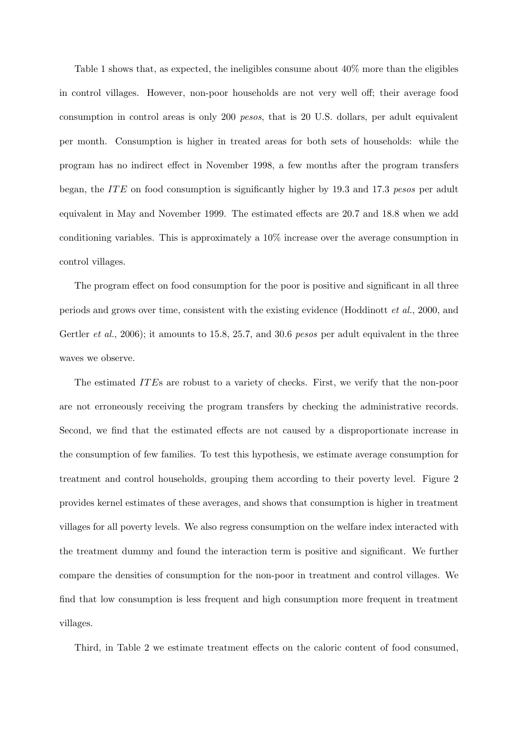Table 1 shows that, as expected, the ineligibles consume about 40% more than the eligibles in control villages. However, non-poor households are not very well off; their average food consumption in control areas is only 200 *pesos*, that is 20 U.S. dollars, per adult equivalent per month. Consumption is higher in treated areas for both sets of households: while the program has no indirect effect in November 1998, a few months after the program transfers began, the $ITE$ on food consumption is significantly higher by 19.3 and 17.3 *pesos* per adult equivalent in May and November 1999. The estimated effects are 20.7 and 18.8 when we add conditioning variables. This is approximately a 10% increase over the average consumption in control villages.

The program effect on food consumption for the poor is positive and significant in all three periods and grows over time, consistent with the existing evidence (Hoddinott *et al.*, 2000, and Gertler *et al.*, 2006); it amounts to 15.8, 25.7, and 30.6 *pesos* per adult equivalent in the three waves we observe.

The estimated $ITE$s are robust to a variety of checks. First, we verify that the non-poor are not erroneously receiving the program transfers by checking the administrative records. Second, we find that the estimated effects are not caused by a disproportionate increase in the consumption of few families. To test this hypothesis, we estimate average consumption for treatment and control households, grouping them according to their poverty level. Figure 2 provides kernel estimates of these averages, and shows that consumption is higher in treatment villages for all poverty levels. We also regress consumption on the welfare index interacted with the treatment dummy and found the interaction term is positive and significant. We further compare the densities of consumption for the non-poor in treatment and control villages. We find that low consumption is less frequent and high consumption more frequent in treatment villages.

Third, in Table 2 we estimate treatment effects on the caloric content of food consumed,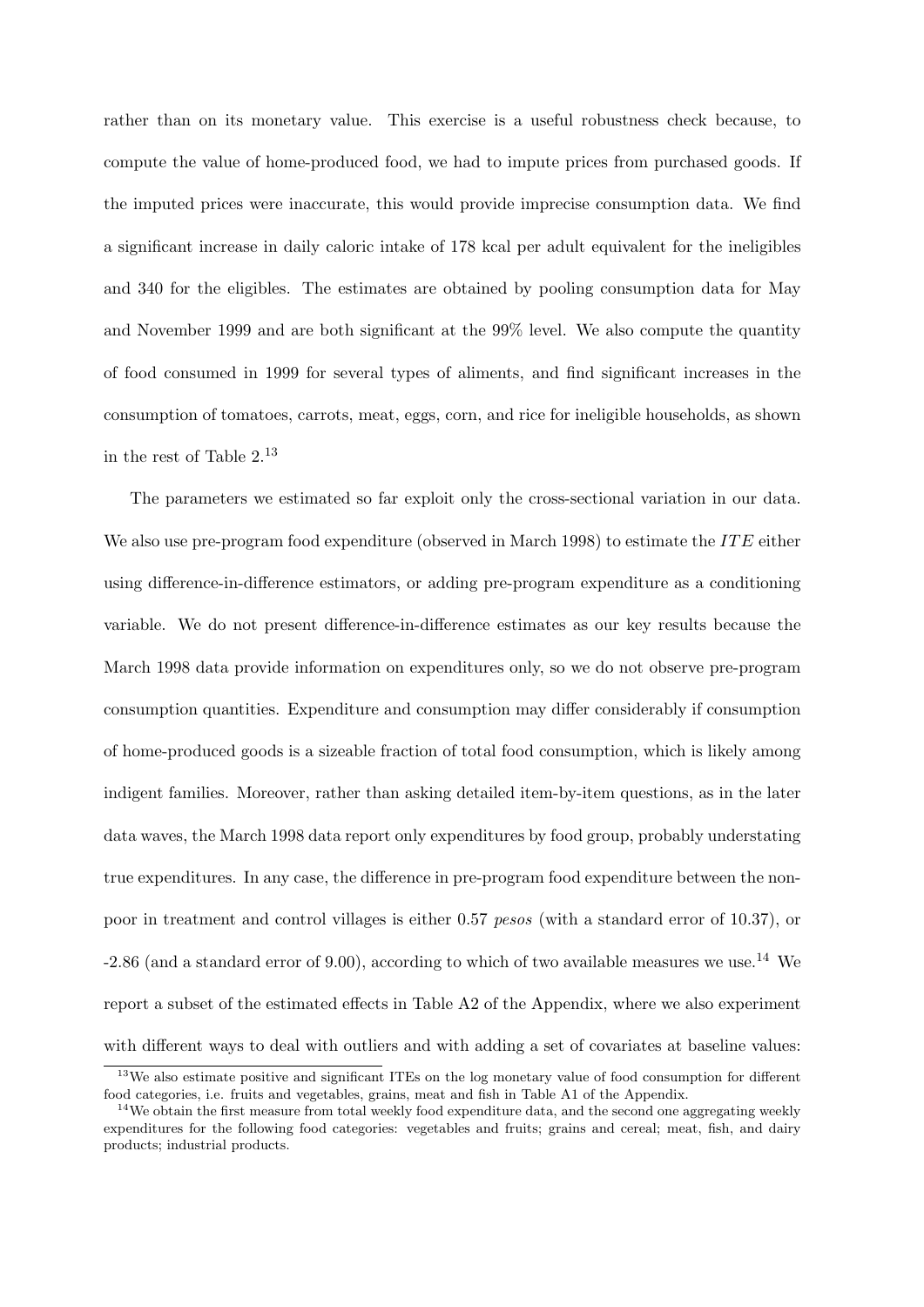rather than on its monetary value. This exercise is a useful robustness check because, to compute the value of home-produced food, we had to impute prices from purchased goods. If the imputed prices were inaccurate, this would provide imprecise consumption data. We find a significant increase in daily caloric intake of 178 kcal per adult equivalent for the ineligibles and 340 for the eligibles. The estimates are obtained by pooling consumption data for May and November 1999 and are both significant at the 99% level. We also compute the quantity of food consumed in 1999 for several types of aliments, and find significant increases in the consumption of tomatoes, carrots, meat, eggs, corn, and rice for ineligible households, as shown in the rest of Table 2.[13]

The parameters we estimated so far exploit only the cross-sectional variation in our data. We also use pre-program food expenditure (observed in March 1998) to estimate the $ITE$ either using difference-in-difference estimators, or adding pre-program expenditure as a conditioning variable. We do not present difference-in-difference estimates as our key results because the March 1998 data provide information on expenditures only, so we do not observe pre-program consumption quantities. Expenditure and consumption may differ considerably if consumption of home-produced goods is a sizeable fraction of total food consumption, which is likely among indigent families. Moreover, rather than asking detailed item-by-item questions, as in the later data waves, the March 1998 data report only expenditures by food group, probably understating true expenditures. In any case, the difference in pre-program food expenditure between the non-poor in treatment and control villages is either 0.57 *pesos* (with a standard error of 10.37), or -2.86 (and a standard error of 9.00), according to which of two available measures we use.[14] We report a subset of the estimated effects in Table A2 of the Appendix, where we also experiment with different ways to deal with outliers and with adding a set of covariates at baseline values:

[13] We also estimate positive and significant ITEs on the log monetary value of food consumption for different food categories, i.e. fruits and vegetables, grains, meat and fish in Table A1 of the Appendix.

[14] We obtain the first measure from total weekly food expenditure data, and the second one aggregating weekly expenditures for the following food categories: vegetables and fruits; grains and cereal; meat, fish, and dairy products; industrial products.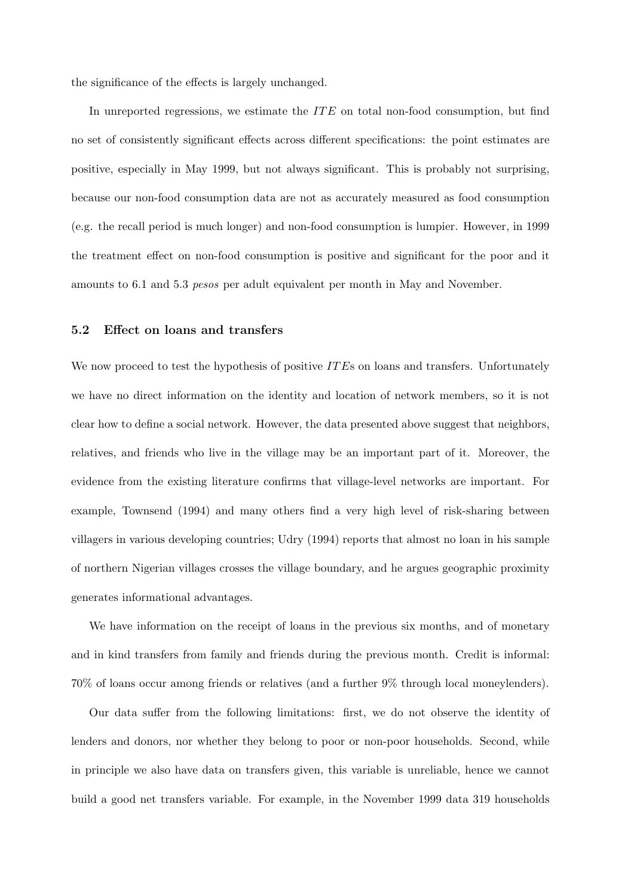the significance of the effects is largely unchanged.

In unreported regressions, we estimate the $ITE$ on total non-food consumption, but find no set of consistently significant effects across different specifications: the point estimates are positive, especially in May 1999, but not always significant. This is probably not surprising, because our non-food consumption data are not as accurately measured as food consumption (e.g. the recall period is much longer) and non-food consumption is lumpier. However, in 1999 the treatment effect on non-food consumption is positive and significant for the poor and it amounts to 6.1 and 5.3 *pesos* per adult equivalent per month in May and November.

### 5.2 Effect on loans and transfers

We now proceed to test the hypothesis of positive $ITE$s on loans and transfers. Unfortunately we have no direct information on the identity and location of network members, so it is not clear how to define a social network. However, the data presented above suggest that neighbors, relatives, and friends who live in the village may be an important part of it. Moreover, the evidence from the existing literature confirms that village-level networks are important. For example, Townsend (1994) and many others find a very high level of risk-sharing between villagers in various developing countries; Udry (1994) reports that almost no loan in his sample of northern Nigerian villages crosses the village boundary, and he argues geographic proximity generates informational advantages.

We have information on the receipt of loans in the previous six months, and of monetary and in kind transfers from family and friends during the previous month. Credit is informal: 70% of loans occur among friends or relatives (and a further 9% through local moneylenders).

Our data suffer from the following limitations: first, we do not observe the identity of lenders and donors, nor whether they belong to poor or non-poor households. Second, while in principle we also have data on transfers given, this variable is unreliable, hence we cannot build a good net transfers variable. For example, in the November 1999 data 319 households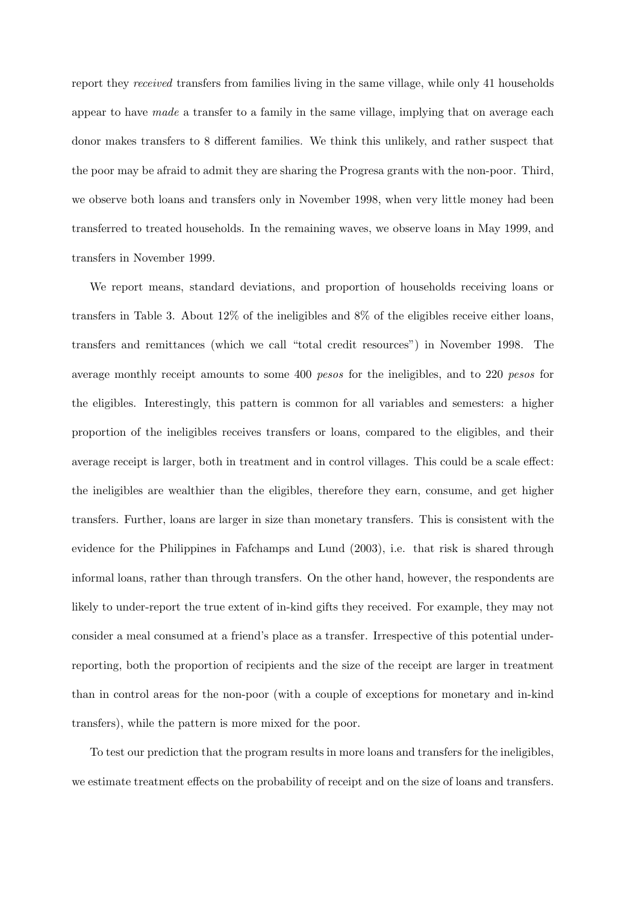report they *received* transfers from families living in the same village, while only 41 households appear to have *made* a transfer to a family in the same village, implying that on average each donor makes transfers to 8 different families. We think this unlikely, and rather suspect that the poor may be afraid to admit they are sharing the Progresa grants with the non-poor. Third, we observe both loans and transfers only in November 1998, when very little money had been transferred to treated households. In the remaining waves, we observe loans in May 1999, and transfers in November 1999.

We report means, standard deviations, and proportion of households receiving loans or transfers in Table 3. About 12% of the ineligibles and 8% of the eligibles receive either loans, transfers and remittances (which we call "total credit resources") in November 1998. The average monthly receipt amounts to some 400 *pesos* for the ineligibles, and to 220 *pesos* for the eligibles. Interestingly, this pattern is common for all variables and semesters: a higher proportion of the ineligibles receives transfers or loans, compared to the eligibles, and their average receipt is larger, both in treatment and in control villages. This could be a scale effect: the ineligibles are wealthier than the eligibles, therefore they earn, consume, and get higher transfers. Further, loans are larger in size than monetary transfers. This is consistent with the evidence for the Philippines in Fafchamps and Lund (2003), i.e. that risk is shared through informal loans, rather than through transfers. On the other hand, however, the respondents are likely to under-report the true extent of in-kind gifts they received. For example, they may not consider a meal consumed at a friend's place as a transfer. Irrespective of this potential under-reporting, both the proportion of recipients and the size of the receipt are larger in treatment than in control areas for the non-poor (with a couple of exceptions for monetary and in-kind transfers), while the pattern is more mixed for the poor.

To test our prediction that the program results in more loans and transfers for the ineligibles, we estimate treatment effects on the probability of receipt and on the size of loans and transfers.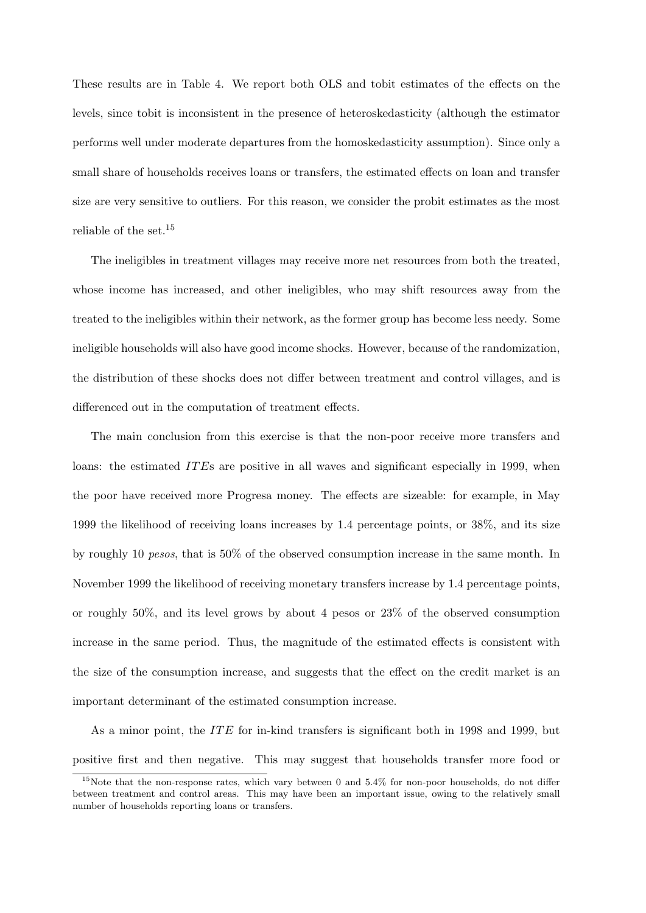These results are in Table 4. We report both OLS and tobit estimates of the effects on the levels, since tobit is inconsistent in the presence of heteroskedasticity (although the estimator performs well under moderate departures from the homoskedasticity assumption). Since only a small share of households receives loans or transfers, the estimated effects on loan and transfer size are very sensitive to outliers. For this reason, we consider the probit estimates as the most reliable of the set.[15]

The ineligibles in treatment villages may receive more net resources from both the treated, whose income has increased, and other ineligibles, who may shift resources away from the treated to the ineligibles within their network, as the former group has become less needy. Some ineligible households will also have good income shocks. However, because of the randomization, the distribution of these shocks does not differ between treatment and control villages, and is differenced out in the computation of treatment effects.

The main conclusion from this exercise is that the non-poor receive more transfers and loans: the estimated $ITE$s are positive in all waves and significant especially in 1999, when the poor have received more Progresa money. The effects are sizeable: for example, in May 1999 the likelihood of receiving loans increases by 1.4 percentage points, or 38%, and its size by roughly 10 *pesos*, that is 50% of the observed consumption increase in the same month. In November 1999 the likelihood of receiving monetary transfers increase by 1.4 percentage points, or roughly 50%, and its level grows by about 4 pesos or 23% of the observed consumption increase in the same period. Thus, the magnitude of the estimated effects is consistent with the size of the consumption increase, and suggests that the effect on the credit market is an important determinant of the estimated consumption increase.

As a minor point, the $ITE$ for in-kind transfers is significant both in 1998 and 1999, but positive first and then negative. This may suggest that households transfer more food or

[15] Note that the non-response rates, which vary between 0 and 5.4% for non-poor households, do not differ between treatment and control areas. This may have been an important issue, owing to the relatively small number of households reporting loans or transfers.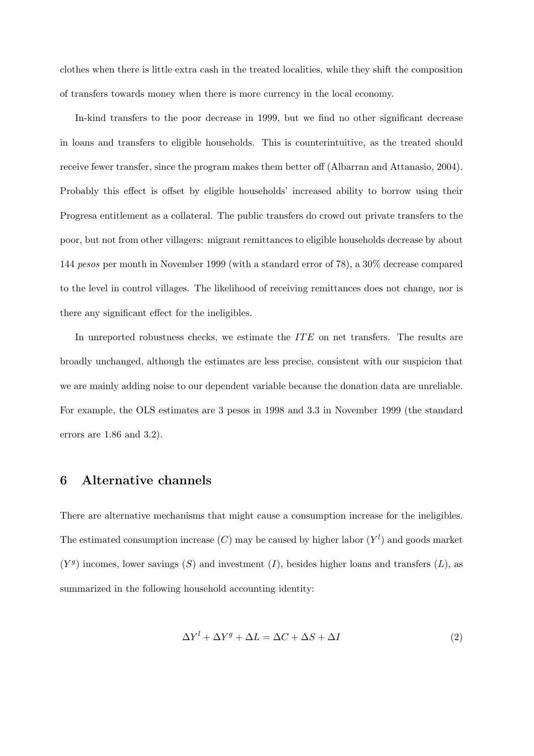clothes when there is little extra cash in the treated localities, while they shift the composition of transfers towards money when there is more currency in the local economy.

In-kind transfers to the poor decrease in 1999, but we find no other significant decrease in loans and transfers to eligible households. This is counterintuitive, as the treated should receive fewer transfer, since the program makes them better off (Albarran and Attanasio, 2004). Probably this effect is offset by eligible households' increased ability to borrow using their Progresa entitlement as a collateral. The public transfers do crowd out private transfers to the poor, but not from other villagers: migrant remittances to eligible households decrease by about 144 *pesos* per month in November 1999 (with a standard error of 78), a 30% decrease compared to the level in control villages. The likelihood of receiving remittances does not change, nor is there any significant effect for the ineligibles.

In unreported robustness checks, we estimate the $ITE$ on net transfers. The results are broadly unchanged, although the estimates are less precise, consistent with our suspicion that we are mainly adding noise to our dependent variable because the donation data are unreliable. For example, the OLS estimates are 3 pesos in 1998 and 3.3 in November 1999 (the standard errors are 1.86 and 3.2).

## 6 Alternative channels

There are alternative mechanisms that might cause a consumption increase for the ineligibles. The estimated consumption increase ($C$) may be caused by higher labor ($Y^l$) and goods market ($Y^g$) incomes, lower savings ($S$) and investment ($I$), besides higher loans and transfers ($L$), as summarized in the following household accounting identity:

$$\Delta Y^l + \Delta Y^g + \Delta L = \Delta C + \Delta S + \Delta I \tag{2}$$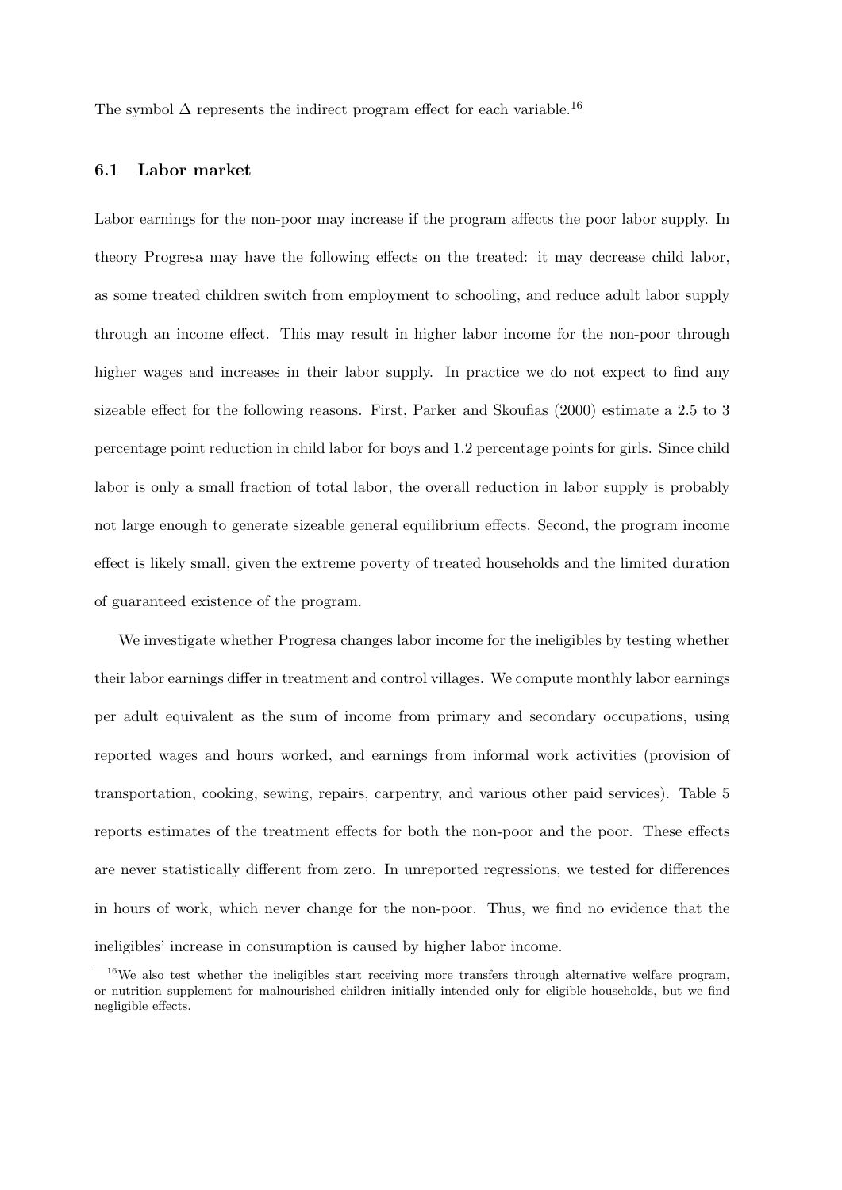The symbol $\Delta$ represents the indirect program effect for each variable.[16]

### 6.1 Labor market

Labor earnings for the non-poor may increase if the program affects the poor labor supply. In theory Progresa may have the following effects on the treated: it may decrease child labor, as some treated children switch from employment to schooling, and reduce adult labor supply through an income effect. This may result in higher labor income for the non-poor through higher wages and increases in their labor supply. In practice we do not expect to find any sizeable effect for the following reasons. First, Parker and Skoufias (2000) estimate a 2.5 to 3 percentage point reduction in child labor for boys and 1.2 percentage points for girls. Since child labor is only a small fraction of total labor, the overall reduction in labor supply is probably not large enough to generate sizeable general equilibrium effects. Second, the program income effect is likely small, given the extreme poverty of treated households and the limited duration of guaranteed existence of the program.

We investigate whether Progresa changes labor income for the ineligibles by testing whether their labor earnings differ in treatment and control villages. We compute monthly labor earnings per adult equivalent as the sum of income from primary and secondary occupations, using reported wages and hours worked, and earnings from informal work activities (provision of transportation, cooking, sewing, repairs, carpentry, and various other paid services). Table 5 reports estimates of the treatment effects for both the non-poor and the poor. These effects are never statistically different from zero. In unreported regressions, we tested for differences in hours of work, which never change for the non-poor. Thus, we find no evidence that the ineligibles' increase in consumption is caused by higher labor income.

[16] We also test whether the ineligibles start receiving more transfers through alternative welfare program, or nutrition supplement for malnourished children initially intended only for eligible households, but we find negligible effects.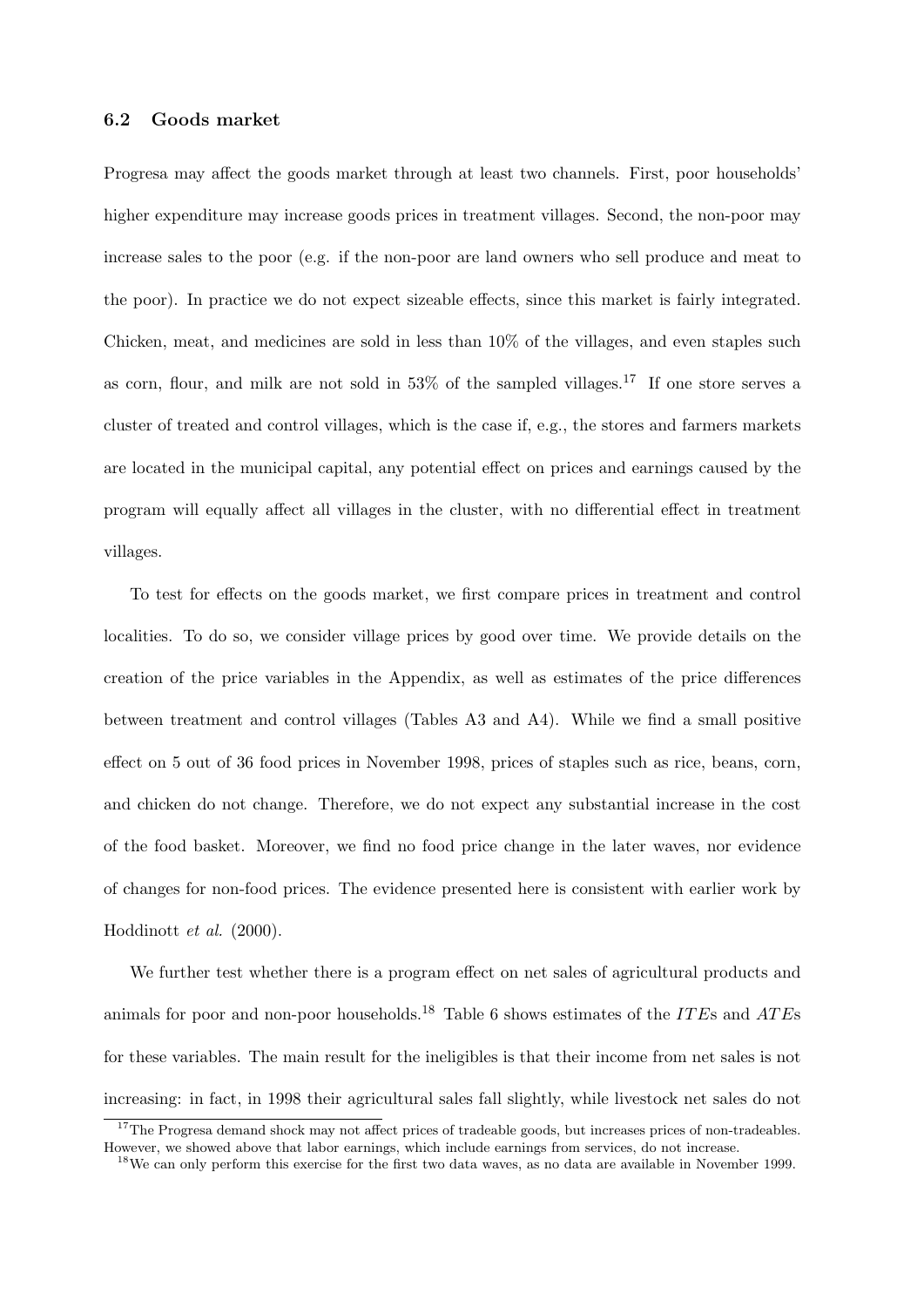### 6.2 Goods market

Progresa may affect the goods market through at least two channels. First, poor households' higher expenditure may increase goods prices in treatment villages. Second, the non-poor may increase sales to the poor (e.g. if the non-poor are land owners who sell produce and meat to the poor). In practice we do not expect sizeable effects, since this market is fairly integrated. Chicken, meat, and medicines are sold in less than 10% of the villages, and even staples such as corn, flour, and milk are not sold in 53% of the sampled villages.[17] If one store serves a cluster of treated and control villages, which is the case if, e.g., the stores and farmers markets are located in the municipal capital, any potential effect on prices and earnings caused by the program will equally affect all villages in the cluster, with no differential effect in treatment villages.

To test for effects on the goods market, we first compare prices in treatment and control localities. To do so, we consider village prices by good over time. We provide details on the creation of the price variables in the Appendix, as well as estimates of the price differences between treatment and control villages (Tables A3 and A4). While we find a small positive effect on 5 out of 36 food prices in November 1998, prices of staples such as rice, beans, corn, and chicken do not change. Therefore, we do not expect any substantial increase in the cost of the food basket. Moreover, we find no food price change in the later waves, nor evidence of changes for non-food prices. The evidence presented here is consistent with earlier work by Hoddinott *et al.* (2000).

We further test whether there is a program effect on net sales of agricultural products and animals for poor and non-poor households.[18] Table 6 shows estimates of the $ITE$s and $ATE$s for these variables. The main result for the ineligibles is that their income from net sales is not increasing: in fact, in 1998 their agricultural sales fall slightly, while livestock net sales do not

[17] The Progresa demand shock may not affect prices of tradeable goods, but increases prices of non-tradeables. However, we showed above that labor earnings, which include earnings from services, do not increase.

[18] We can only perform this exercise for the first two data waves, as no data are available in November 1999.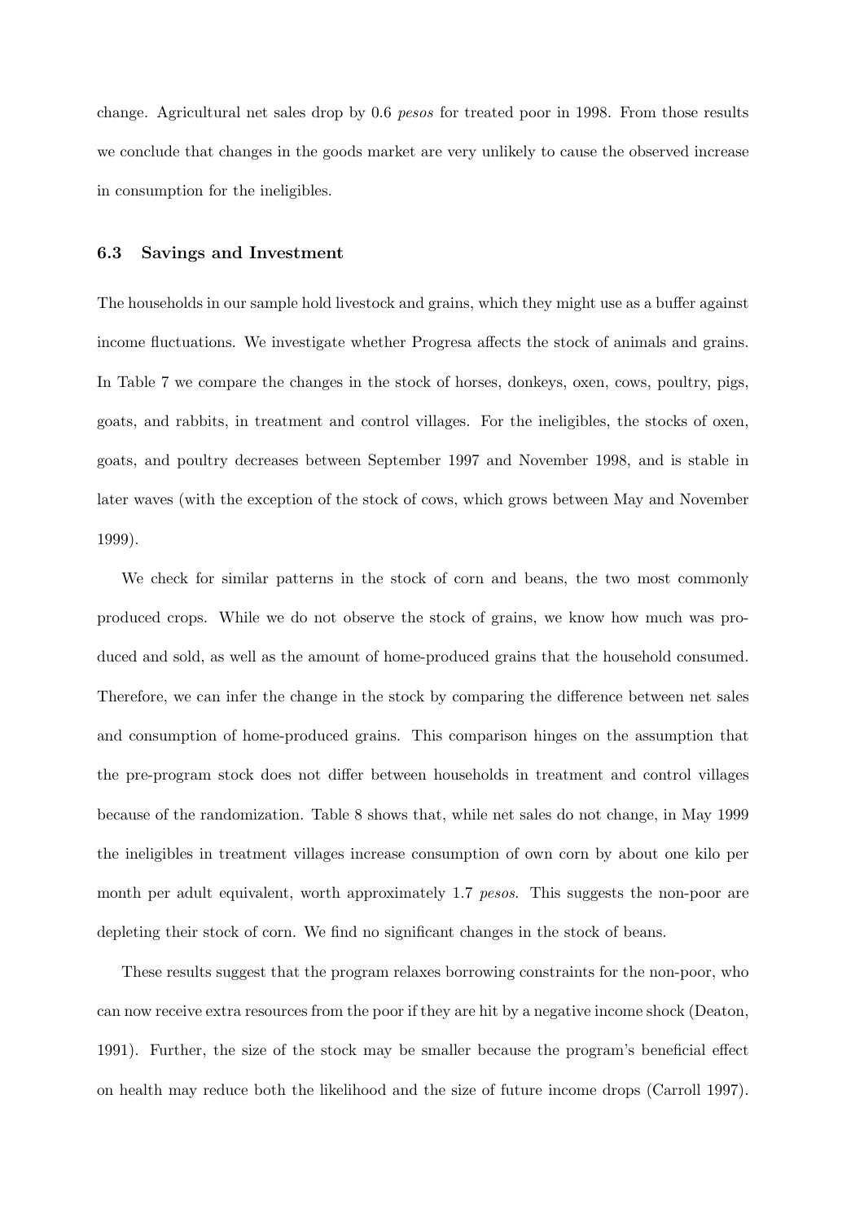change. Agricultural net sales drop by 0.6 *pesos* for treated poor in 1998. From those results we conclude that changes in the goods market are very unlikely to cause the observed increase in consumption for the ineligibles.

### 6.3 Savings and Investment

The households in our sample hold livestock and grains, which they might use as a buffer against income fluctuations. We investigate whether Progresa affects the stock of animals and grains. In Table 7 we compare the changes in the stock of horses, donkeys, oxen, cows, poultry, pigs, goats, and rabbits, in treatment and control villages. For the ineligibles, the stocks of oxen, goats, and poultry decreases between September 1997 and November 1998, and is stable in later waves (with the exception of the stock of cows, which grows between May and November 1999).

We check for similar patterns in the stock of corn and beans, the two most commonly produced crops. While we do not observe the stock of grains, we know how much was produced and sold, as well as the amount of home-produced grains that the household consumed. Therefore, we can infer the change in the stock by comparing the difference between net sales and consumption of home-produced grains. This comparison hinges on the assumption that the pre-program stock does not differ between households in treatment and control villages because of the randomization. Table 8 shows that, while net sales do not change, in May 1999 the ineligibles in treatment villages increase consumption of own corn by about one kilo per month per adult equivalent, worth approximately 1.7 *pesos*. This suggests the non-poor are depleting their stock of corn. We find no significant changes in the stock of beans.

These results suggest that the program relaxes borrowing constraints for the non-poor, who can now receive extra resources from the poor if they are hit by a negative income shock (Deaton, 1991). Further, the size of the stock may be smaller because the program's beneficial effect on health may reduce both the likelihood and the size of future income drops (Carroll 1997).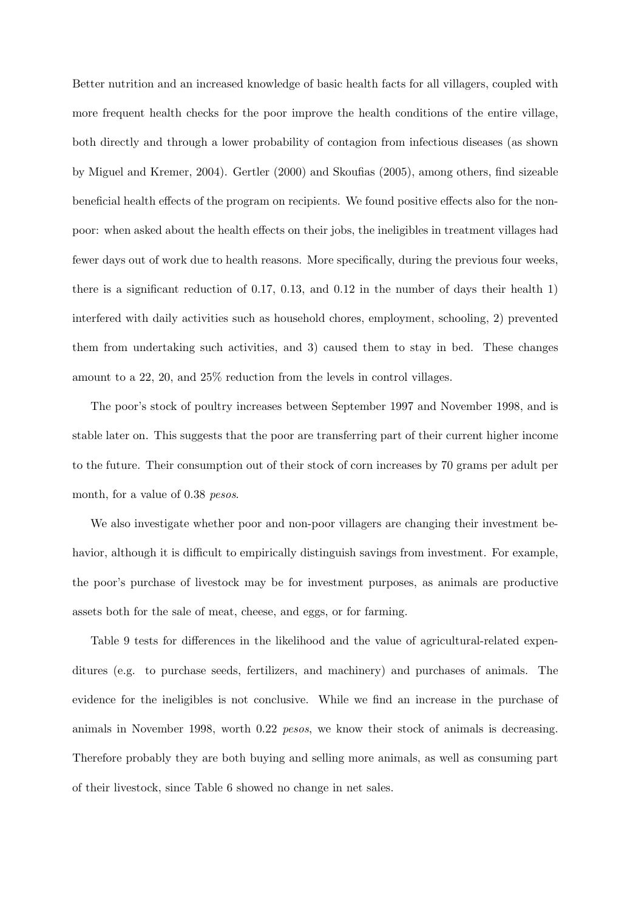Better nutrition and an increased knowledge of basic health facts for all villagers, coupled with more frequent health checks for the poor improve the health conditions of the entire village, both directly and through a lower probability of contagion from infectious diseases (as shown by Miguel and Kremer, 2004). Gertler (2000) and Skoufias (2005), among others, find sizeable beneficial health effects of the program on recipients. We found positive effects also for the non-poor: when asked about the health effects on their jobs, the ineligibles in treatment villages had fewer days out of work due to health reasons. More specifically, during the previous four weeks, there is a significant reduction of 0.17, 0.13, and 0.12 in the number of days their health 1) interfered with daily activities such as household chores, employment, schooling, 2) prevented them from undertaking such activities, and 3) caused them to stay in bed. These changes amount to a 22, 20, and 25% reduction from the levels in control villages.

The poor's stock of poultry increases between September 1997 and November 1998, and is stable later on. This suggests that the poor are transferring part of their current higher income to the future. Their consumption out of their stock of corn increases by 70 grams per adult per month, for a value of 0.38 *pesos*.

We also investigate whether poor and non-poor villagers are changing their investment behavior, although it is difficult to empirically distinguish savings from investment. For example, the poor's purchase of livestock may be for investment purposes, as animals are productive assets both for the sale of meat, cheese, and eggs, or for farming.

Table 9 tests for differences in the likelihood and the value of agricultural-related expenditures (e.g. to purchase seeds, fertilizers, and machinery) and purchases of animals. The evidence for the ineligibles is not conclusive. While we find an increase in the purchase of animals in November 1998, worth 0.22 *pesos*, we know their stock of animals is decreasing. Therefore probably they are both buying and selling more animals, as well as consuming part of their livestock, since Table 6 showed no change in net sales.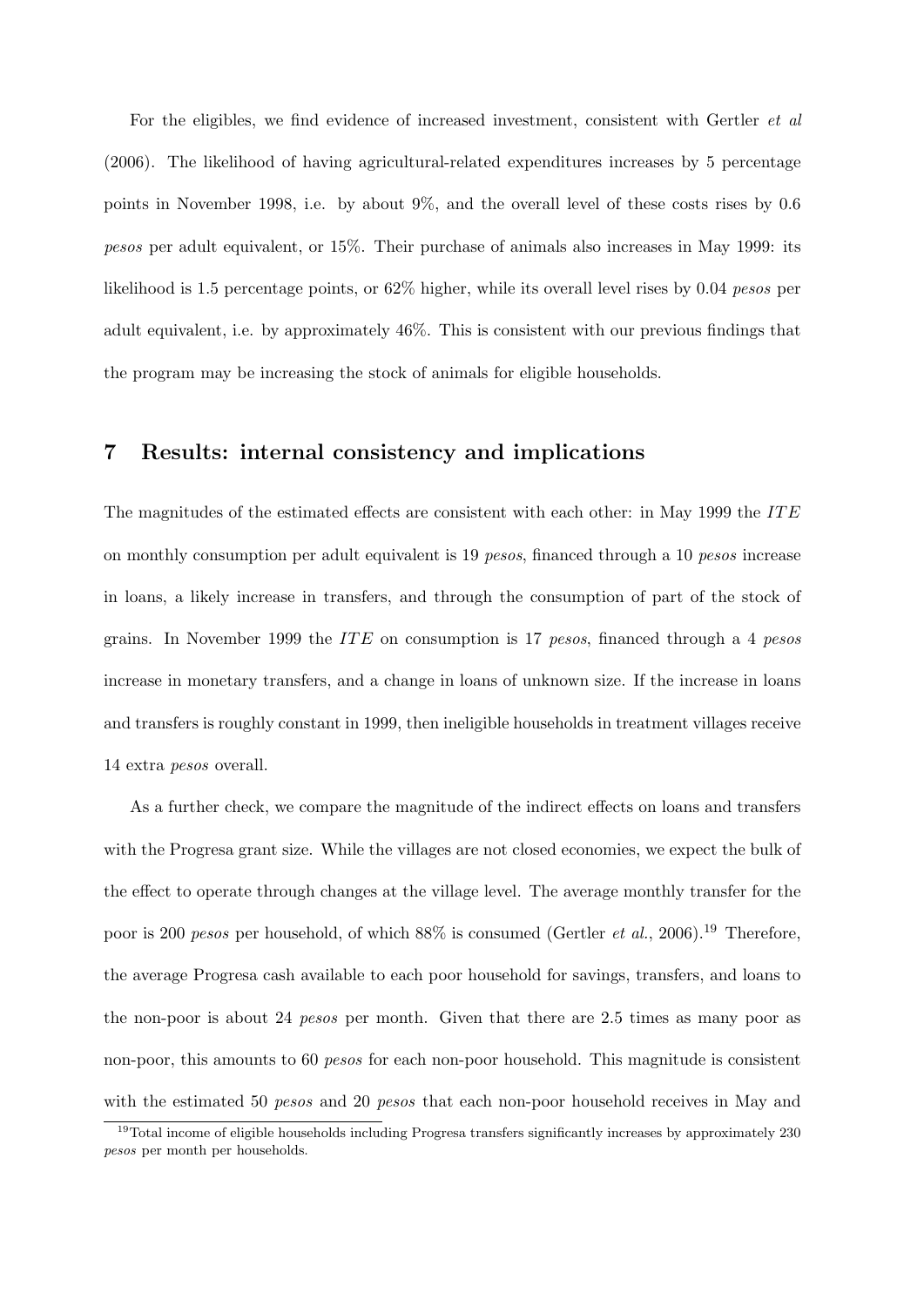For the eligibles, we find evidence of increased investment, consistent with Gertler *et al* (2006). The likelihood of having agricultural-related expenditures increases by 5 percentage points in November 1998, i.e. by about 9%, and the overall level of these costs rises by 0.6 *pesos* per adult equivalent, or 15%. Their purchase of animals also increases in May 1999: its likelihood is 1.5 percentage points, or 62% higher, while its overall level rises by 0.04 *pesos* per adult equivalent, i.e. by approximately 46%. This is consistent with our previous findings that the program may be increasing the stock of animals for eligible households.

## 7 Results: internal consistency and implications

The magnitudes of the estimated effects are consistent with each other: in May 1999 the $ITE$ on monthly consumption per adult equivalent is 19 *pesos*, financed through a 10 *pesos* increase in loans, a likely increase in transfers, and through the consumption of part of the stock of grains. In November 1999 the $ITE$ on consumption is 17 *pesos*, financed through a 4 *pesos* increase in monetary transfers, and a change in loans of unknown size. If the increase in loans and transfers is roughly constant in 1999, then ineligible households in treatment villages receive 14 extra *pesos* overall.

As a further check, we compare the magnitude of the indirect effects on loans and transfers with the Progresa grant size. While the villages are not closed economies, we expect the bulk of the effect to operate through changes at the village level. The average monthly transfer for the poor is 200 *pesos* per household, of which 88% is consumed (Gertler *et al.*, 2006).[19] Therefore, the average Progresa cash available to each poor household for savings, transfers, and loans to the non-poor is about 24 *pesos* per month. Given that there are 2.5 times as many poor as non-poor, this amounts to 60 *pesos* for each non-poor household. This magnitude is consistent with the estimated 50 *pesos* and 20 *pesos* that each non-poor household receives in May and

[19] Total income of eligible households including Progresa transfers significantly increases by approximately 230 *pesos* per month per households.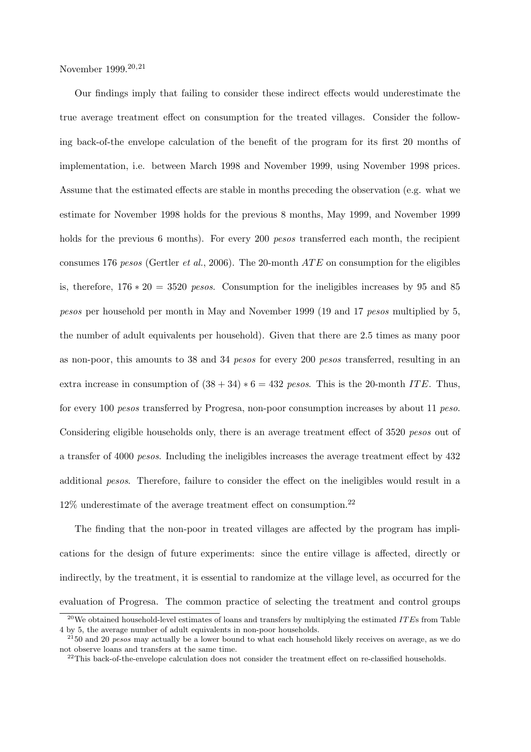November 1999.[20,21]

Our findings imply that failing to consider these indirect effects would underestimate the true average treatment effect on consumption for the treated villages. Consider the following back-of-the envelope calculation of the benefit of the program for its first 20 months of implementation, i.e. between March 1998 and November 1999, using November 1998 prices. Assume that the estimated effects are stable in months preceding the observation (e.g. what we estimate for November 1998 holds for the previous 8 months, May 1999, and November 1999 holds for the previous 6 months). For every 200 *pesos* transferred each month, the recipient consumes 176 *pesos* (Gertler *et al.*, 2006). The 20-month $ATE$ on consumption for the eligibles is, therefore, $176 * 20 = 3520$ *pesos*. Consumption for the ineligibles increases by 95 and 85 *pesos* per household per month in May and November 1999 (19 and 17 *pesos* multiplied by 5, the number of adult equivalents per household). Given that there are 2.5 times as many poor as non-poor, this amounts to 38 and 34 *pesos* for every 200 *pesos* transferred, resulting in an extra increase in consumption of $(38 + 34) * 6 = 432$ *pesos*. This is the 20-month $ITE$. Thus, for every 100 *pesos* transferred by Progresa, non-poor consumption increases by about 11 *peso*. Considering eligible households only, there is an average treatment effect of 3520 *pesos* out of a transfer of 4000 *pesos*. Including the ineligibles increases the average treatment effect by 432 additional *pesos*. Therefore, failure to consider the effect on the ineligibles would result in a 12% underestimate of the average treatment effect on consumption.[22]

The finding that the non-poor in treated villages are affected by the program has implications for the design of future experiments: since the entire village is affected, directly or indirectly, by the treatment, it is essential to randomize at the village level, as occurred for the evaluation of Progresa. The common practice of selecting the treatment and control groups

[20] We obtained household-level estimates of loans and transfers by multiplying the estimated $ITE$s from Table 4 by 5, the average number of adult equivalents in non-poor households.

[21] 50 and 20 *pesos* may actually be a lower bound to what each household likely receives on average, as we do not observe loans and transfers at the same time.

[22] This back-of-the-envelope calculation does not consider the treatment effect on re-classified households.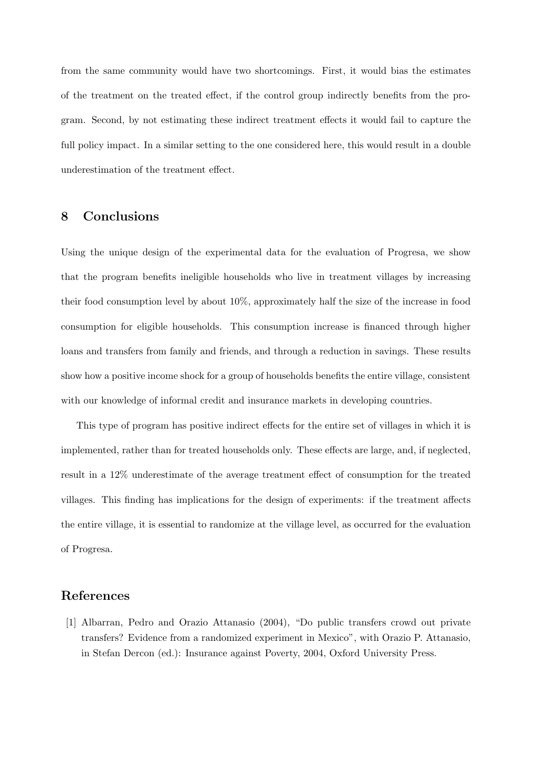from the same community would have two shortcomings. First, it would bias the estimates of the treatment on the treated effect, if the control group indirectly benefits from the program. Second, by not estimating these indirect treatment effects it would fail to capture the full policy impact. In a similar setting to the one considered here, this would result in a double underestimation of the treatment effect.

## 8 Conclusions

Using the unique design of the experimental data for the evaluation of Progresa, we show that the program benefits ineligible households who live in treatment villages by increasing their food consumption level by about 10%, approximately half the size of the increase in food consumption for eligible households. This consumption increase is financed through higher loans and transfers from family and friends, and through a reduction in savings. These results show how a positive income shock for a group of households benefits the entire village, consistent with our knowledge of informal credit and insurance markets in developing countries.

This type of program has positive indirect effects for the entire set of villages in which it is implemented, rather than for treated households only. These effects are large, and, if neglected, result in a 12% underestimate of the average treatment effect of consumption for the treated villages. This finding has implications for the design of experiments: if the treatment affects the entire village, it is essential to randomize at the village level, as occurred for the evaluation of Progresa.

## References

[1] Albarran, Pedro and Orazio Attanasio (2004), "Do public transfers crowd out private transfers? Evidence from a randomized experiment in Mexico", with Orazio P. Attanasio, in Stefan Dercon (ed.): Insurance against Poverty, 2004, Oxford University Press.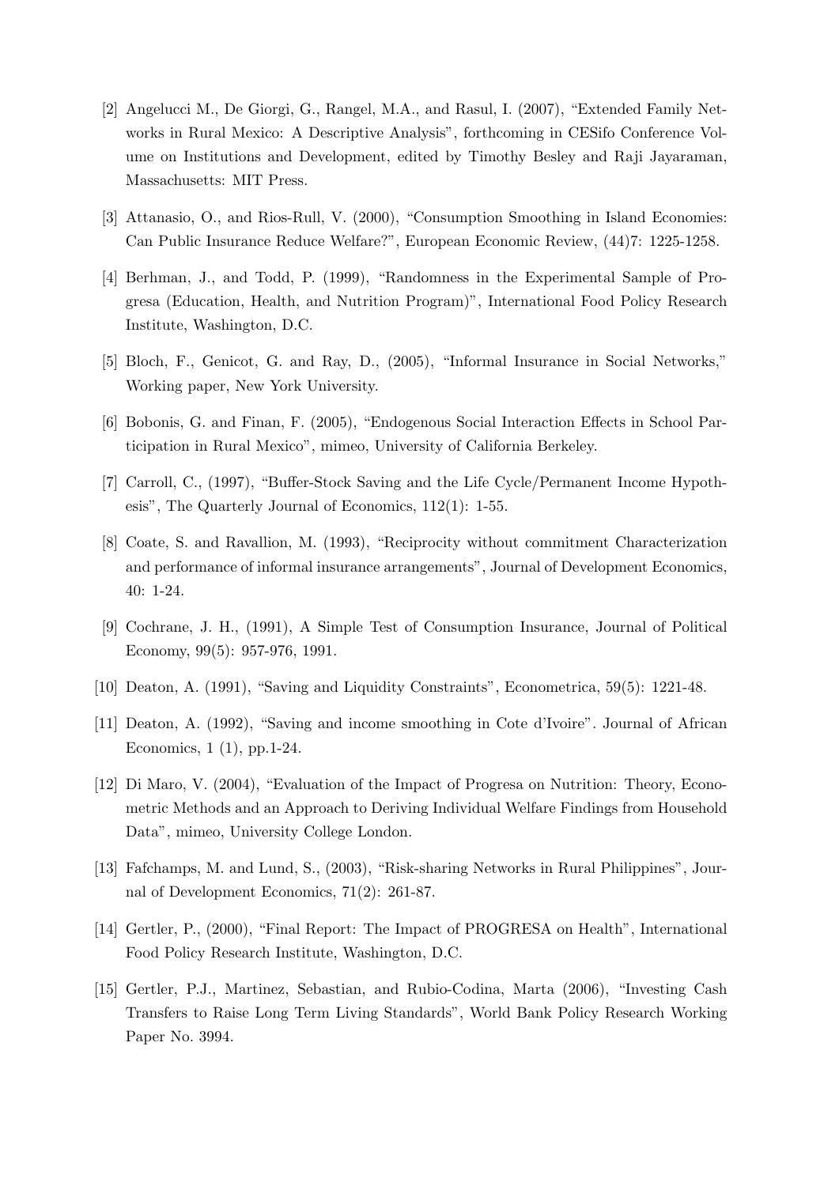[2] Angelucci M., De Giorgi, G., Rangel, M.A., and Rasul, I. (2007), "Extended Family Networks in Rural Mexico: A Descriptive Analysis", forthcoming in CESifo Conference Volume on Institutions and Development, edited by Timothy Besley and Raji Jayaraman, Massachusetts: MIT Press.

[3] Attanasio, O., and Rios-Rull, V. (2000), "Consumption Smoothing in Island Economies: Can Public Insurance Reduce Welfare?", European Economic Review, (44)7: 1225-1258.

[4] Berhman, J., and Todd, P. (1999), "Randomness in the Experimental Sample of Progresa (Education, Health, and Nutrition Program)", International Food Policy Research Institute, Washington, D.C.

[5] Bloch, F., Genicot, G. and Ray, D., (2005), "Informal Insurance in Social Networks," Working paper, New York University.

[6] Bobonis, G. and Finan, F. (2005), "Endogenous Social Interaction Effects in School Participation in Rural Mexico", mimeo, University of California Berkeley.

[7] Carroll, C., (1997), "Buffer-Stock Saving and the Life Cycle/Permanent Income Hypothesis", The Quarterly Journal of Economics, 112(1): 1-55.

[8] Coate, S. and Ravallion, M. (1993), "Reciprocity without commitment Characterization and performance of informal insurance arrangements", Journal of Development Economics, 40: 1-24.

[9] Cochrane, J. H., (1991), A Simple Test of Consumption Insurance, Journal of Political Economy, 99(5): 957-976, 1991.

[10] Deaton, A. (1991), "Saving and Liquidity Constraints", Econometrica, 59(5): 1221-48.

[11] Deaton, A. (1992), "Saving and income smoothing in Cote d'Ivoire". Journal of African Economics, 1 (1), pp.1-24.

[12] Di Maro, V. (2004), "Evaluation of the Impact of Progresa on Nutrition: Theory, Econometric Methods and an Approach to Deriving Individual Welfare Findings from Household Data", mimeo, University College London.

[13] Fafchamps, M. and Lund, S., (2003), "Risk-sharing Networks in Rural Philippines", Journal of Development Economics, 71(2): 261-87.

[14] Gertler, P., (2000), "Final Report: The Impact of PROGRESA on Health", International Food Policy Research Institute, Washington, D.C.

[15] Gertler, P.J., Martinez, Sebastian, and Rubio-Codina, Marta (2006), "Investing Cash Transfers to Raise Long Term Living Standards", World Bank Policy Research Working Paper No. 3994.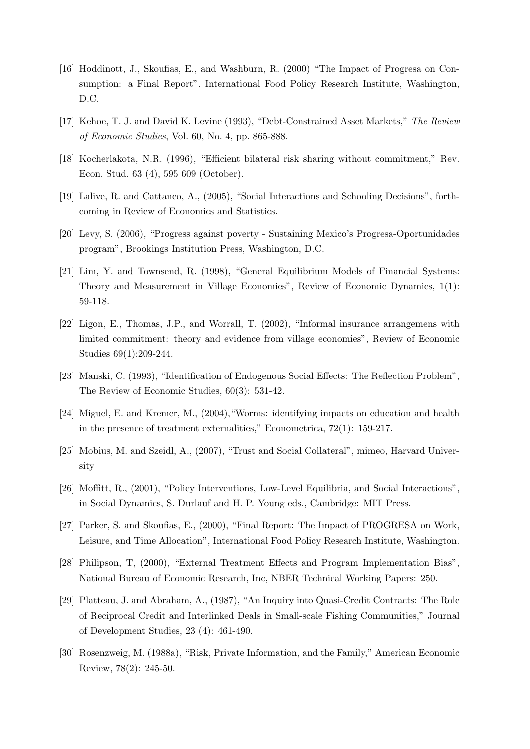[16] Hoddinott, J., Skoufias, E., and Washburn, R. (2000) "The Impact of Progresa on Consumption: a Final Report". International Food Policy Research Institute, Washington, D.C.

[17] Kehoe, T. J. and David K. Levine (1993), "Debt-Constrained Asset Markets," *The Review of Economic Studies*, Vol. 60, No. 4, pp. 865-888.

[18] Kocherlakota, N.R. (1996), "Efficient bilateral risk sharing without commitment," Rev. Econ. Stud. 63 (4), 595 609 (October).

[19] Lalive, R. and Cattaneo, A., (2005), "Social Interactions and Schooling Decisions", forthcoming in Review of Economics and Statistics.

[20] Levy, S. (2006), "Progress against poverty - Sustaining Mexico's Progresa-Oportunidades program", Brookings Institution Press, Washington, D.C.

[21] Lim, Y. and Townsend, R. (1998), "General Equilibrium Models of Financial Systems: Theory and Measurement in Village Economies", Review of Economic Dynamics, 1(1): 59-118.

[22] Ligon, E., Thomas, J.P., and Worrall, T. (2002), "Informal insurance arrangemens with limited commitment: theory and evidence from village economies", Review of Economic Studies 69(1):209-244.

[23] Manski, C. (1993), "Identification of Endogenous Social Effects: The Reflection Problem", The Review of Economic Studies, 60(3): 531-42.

[24] Miguel, E. and Kremer, M., (2004),"Worms: identifying impacts on education and health in the presence of treatment externalities," Econometrica, 72(1): 159-217.

[25] Mobius, M. and Szeidl, A., (2007), "Trust and Social Collateral", mimeo, Harvard University

[26] Moffitt, R., (2001), "Policy Interventions, Low-Level Equilibria, and Social Interactions", in Social Dynamics, S. Durlauf and H. P. Young eds., Cambridge: MIT Press.

[27] Parker, S. and Skoufias, E., (2000), "Final Report: The Impact of PROGRESA on Work, Leisure, and Time Allocation", International Food Policy Research Institute, Washington.

[28] Philipson, T, (2000), "External Treatment Effects and Program Implementation Bias", National Bureau of Economic Research, Inc, NBER Technical Working Papers: 250.

[29] Platteau, J. and Abraham, A., (1987), "An Inquiry into Quasi-Credit Contracts: The Role of Reciprocal Credit and Interlinked Deals in Small-scale Fishing Communities," Journal of Development Studies, 23 (4): 461-490.

[30] Rosenzweig, M. (1988a), "Risk, Private Information, and the Family," American Economic Review, 78(2): 245-50.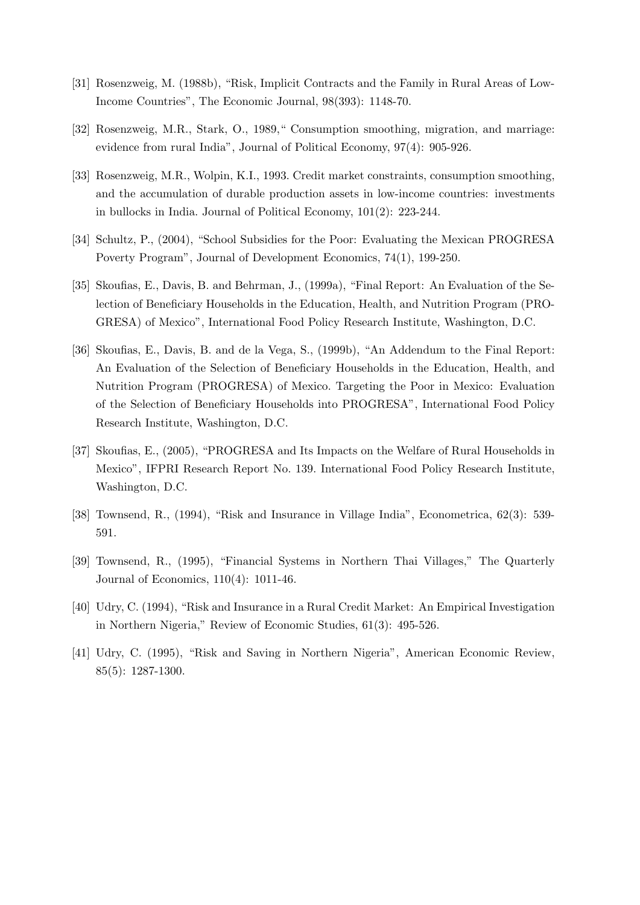[31] Rosenzweig, M. (1988b), "Risk, Implicit Contracts and the Family in Rural Areas of Low-Income Countries", The Economic Journal, 98(393): 1148-70.

[32] Rosenzweig, M.R., Stark, O., 1989," Consumption smoothing, migration, and marriage: evidence from rural India", Journal of Political Economy, 97(4): 905-926.

[33] Rosenzweig, M.R., Wolpin, K.I., 1993. Credit market constraints, consumption smoothing, and the accumulation of durable production assets in low-income countries: investments in bullocks in India. Journal of Political Economy, 101(2): 223-244.

[34] Schultz, P., (2004), "School Subsidies for the Poor: Evaluating the Mexican PROGRESA Poverty Program", Journal of Development Economics, 74(1), 199-250.

[35] Skoufias, E., Davis, B. and Behrman, J., (1999a), "Final Report: An Evaluation of the Selection of Beneficiary Households in the Education, Health, and Nutrition Program (PROGRESA) of Mexico", International Food Policy Research Institute, Washington, D.C.

[36] Skoufias, E., Davis, B. and de la Vega, S., (1999b), "An Addendum to the Final Report: An Evaluation of the Selection of Beneficiary Households in the Education, Health, and Nutrition Program (PROGRESA) of Mexico. Targeting the Poor in Mexico: Evaluation of the Selection of Beneficiary Households into PROGRESA", International Food Policy Research Institute, Washington, D.C.

[37] Skoufias, E., (2005), "PROGRESA and Its Impacts on the Welfare of Rural Households in Mexico", IFPRI Research Report No. 139. International Food Policy Research Institute, Washington, D.C.

[38] Townsend, R., (1994), "Risk and Insurance in Village India", Econometrica, 62(3): 539-591.

[39] Townsend, R., (1995), "Financial Systems in Northern Thai Villages," The Quarterly Journal of Economics, 110(4): 1011-46.

[40] Udry, C. (1994), "Risk and Insurance in a Rural Credit Market: An Empirical Investigation in Northern Nigeria," Review of Economic Studies, 61(3): 495-526.

[41] Udry, C. (1995), "Risk and Saving in Northern Nigeria", American Economic Review, 85(5): 1287-1300.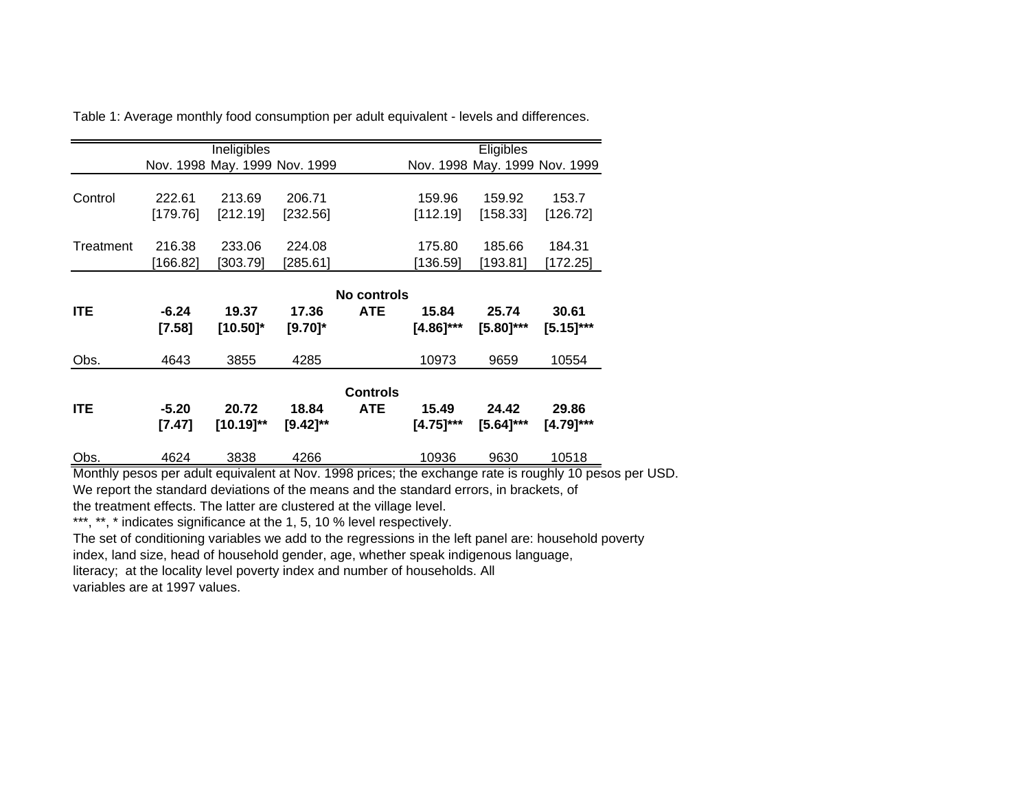Table 1: Average monthly food consumption per adult equivalent - levels and differences.

| | Ineligibles | | | | Eligibles | | |
|---|---|---|---|---|---|---|---|
| | Nov. 1998 | May. 1999 | Nov. 1999 | | Nov. 1998 | May. 1999 | Nov. 1999 |
| Control | 222.61 | 213.69 | 206.71 | | 159.96 | 159.92 | 153.7 |
| | [179.76] | [212.19] | [232.56] | | [112.19] | [158.33] | [126.72] |
| Treatment | 216.38 | 233.06 | 224.08 | | 175.80 | 185.66 | 184.31 |
| | [166.82] | [303.79] | [285.61] | | [136.59] | [193.81] | [172.25] |
| | | | | **No controls** | | | |
| **ITE** | **-6.24** | **19.37** | **17.36** | **ATE** | **15.84** | **25.74** | **30.61** |
| | **[7.58]** | **[10.50]*** | **[9.70]*** | | **[4.86]***** | **[5.80]***** | **[5.15]***** |
| Obs. | 4643 | 3855 | 4285 | | 10973 | 9659 | 10554 |
| | | | | **Controls** | | | |
| **ITE** | **-5.20** | **20.72** | **18.84** | **ATE** | **15.49** | **24.42** | **29.86** |
| | **[7.47]** | **[10.19]**** | **[9.42]**** | | **[4.75]***** | **[5.64]***** | **[4.79]***** |
| Obs. | 4624 | 3838 | 4266 | | 10936 | 9630 | 10518 |

Monthly pesos per adult equivalent at Nov. 1998 prices; the exchange rate is roughly 10 pesos per USD.
We report the standard deviations of the means and the standard errors, in brackets, of the treatment effects. The latter are clustered at the village level.
***, **, * indicates significance at the 1, 5, 10 % level respectively.
The set of conditioning variables we add to the regressions in the left panel are: household poverty index, land size, head of household gender, age, whether speak indigenous language, literacy; at the locality level poverty index and number of households. All variables are at 1997 values.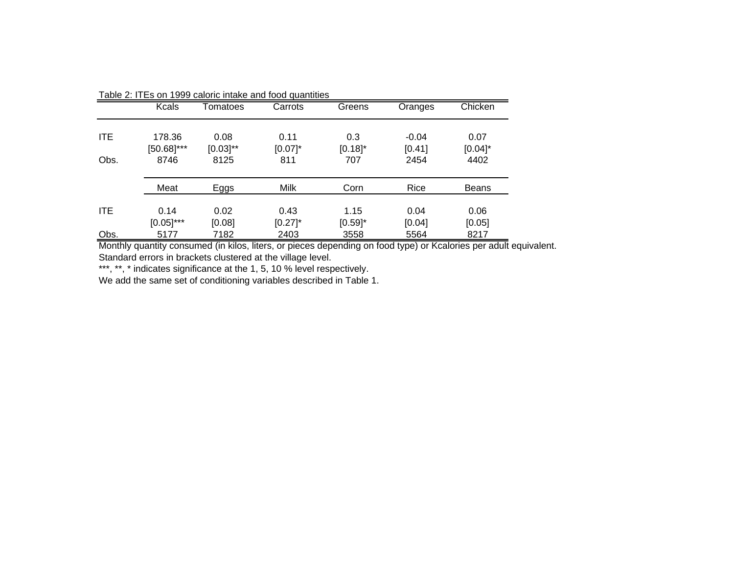Table 2: ITEs on 1999 caloric intake and food quantities

| | Kcals | Tomatoes | Carrots | Greens | Oranges | Chicken |
|---|---|---|---|---|---|---|
| ITE | 178.36 | 0.08 | 0.11 | 0.3 | -0.04 | 0.07 |
| | [50.68]*** | [0.03]** | [0.07]* | [0.18]* | [0.41] | [0.04]* |
| Obs. | 8746 | 8125 | 811 | 707 | 2454 | 4402 |
| | **Meat** | **Eggs** | **Milk** | **Corn** | **Rice** | **Beans** |
| ITE | 0.14 | 0.02 | 0.43 | 1.15 | 0.04 | 0.06 |
| | [0.05]*** | [0.08] | [0.27]* | [0.59]* | [0.04] | [0.05] |
| Obs. | 5177 | 7182 | 2403 | 3558 | 5564 | 8217 |

Monthly quantity consumed (in kilos, liters, or pieces depending on food type) or Kcalories per adult equivalent.
Standard errors in brackets clustered at the village level.
***, **, * indicates significance at the 1, 5, 10 % level respectively.
We add the same set of conditioning variables described in Table 1.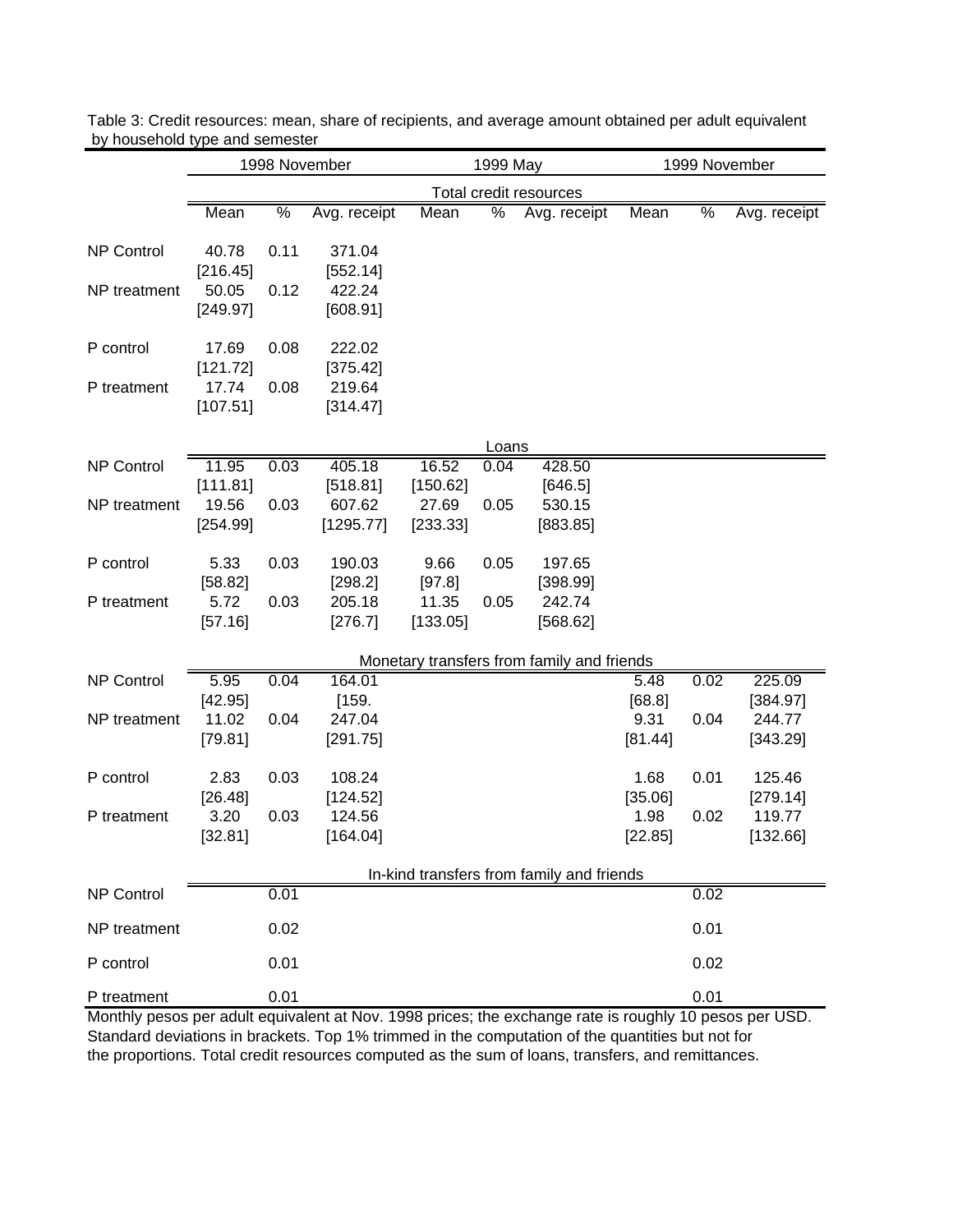Table 3: Credit resources: mean, share of recipients, and average amount obtained per adult equivalent by household type and semester

| | 1998 November | | | 1999 May | | | 1999 November | | |
|---|---|---|---|---|---|---|---|---|---|
| | **Total credit resources** | | | | | | | | |
| | Mean | % | Avg. receipt | Mean | % | Avg. receipt | Mean | % | Avg. receipt |
| NP Control | 40.78 | 0.11 | 371.04 | | | | | | |
| | [216.45] | | [552.14] | | | | | | |
| NP treatment | 50.05 | 0.12 | 422.24 | | | | | | |
| | [249.97] | | [608.91] | | | | | | |
| P control | 17.69 | 0.08 | 222.02 | | | | | | |
| | [121.72] | | [375.42] | | | | | | |
| P treatment | 17.74 | 0.08 | 219.64 | | | | | | |
| | [107.51] | | [314.47] | | | | | | |
| | **Loans** | | | | | | | | |
| NP Control | 11.95 | 0.03 | 405.18 | 16.52 | 0.04 | 428.50 | | | |
| | [111.81] | | [518.81] | [150.62] | | [646.5] | | | |
| NP treatment | 19.56 | 0.03 | 607.62 | 27.69 | 0.05 | 530.15 | | | |
| | [254.99] | | [1295.77] | [233.33] | | [883.85] | | | |
| P control | 5.33 | 0.03 | 190.03 | 9.66 | 0.05 | 197.65 | | | |
| | [58.82] | | [298.2] | [97.8] | | [398.99] | | | |
| P treatment | 5.72 | 0.03 | 205.18 | 11.35 | 0.05 | 242.74 | | | |
| | [57.16] | | [276.7] | [133.05] | | [568.62] | | | |
| | **Monetary transfers from family and friends** | | | | | | | | |
| NP Control | 5.95 | 0.04 | 164.01 | | | | 5.48 | 0.02 | 225.09 |
| | [42.95] | | [159. | | | | [68.8] | | [384.97] |
| NP treatment | 11.02 | 0.04 | 247.04 | | | | 9.31 | 0.04 | 244.77 |
| | [79.81] | | [291.75] | | | | [81.44] | | [343.29] |
| P control | 2.83 | 0.03 | 108.24 | | | | 1.68 | 0.01 | 125.46 |
| | [26.48] | | [124.52] | | | | [35.06] | | [279.14] |
| P treatment | 3.20 | 0.03 | 124.56 | | | | 1.98 | 0.02 | 119.77 |
| | [32.81] | | [164.04] | | | | [22.85] | | [132.66] |
| | **In-kind transfers from family and friends** | | | | | | | | |
| NP Control | | 0.01 | | | | | | 0.02 | |
| NP treatment | | 0.02 | | | | | | 0.01 | |
| P control | | 0.01 | | | | | | 0.02 | |
| P treatment | | 0.01 | | | | | | 0.01 | |

Monthly pesos per adult equivalent at Nov. 1998 prices; the exchange rate is roughly 10 pesos per USD. Standard deviations in brackets. Top 1% trimmed in the computation of the quantities but not for the proportions. Total credit resources computed as the sum of loans, transfers, and remittances.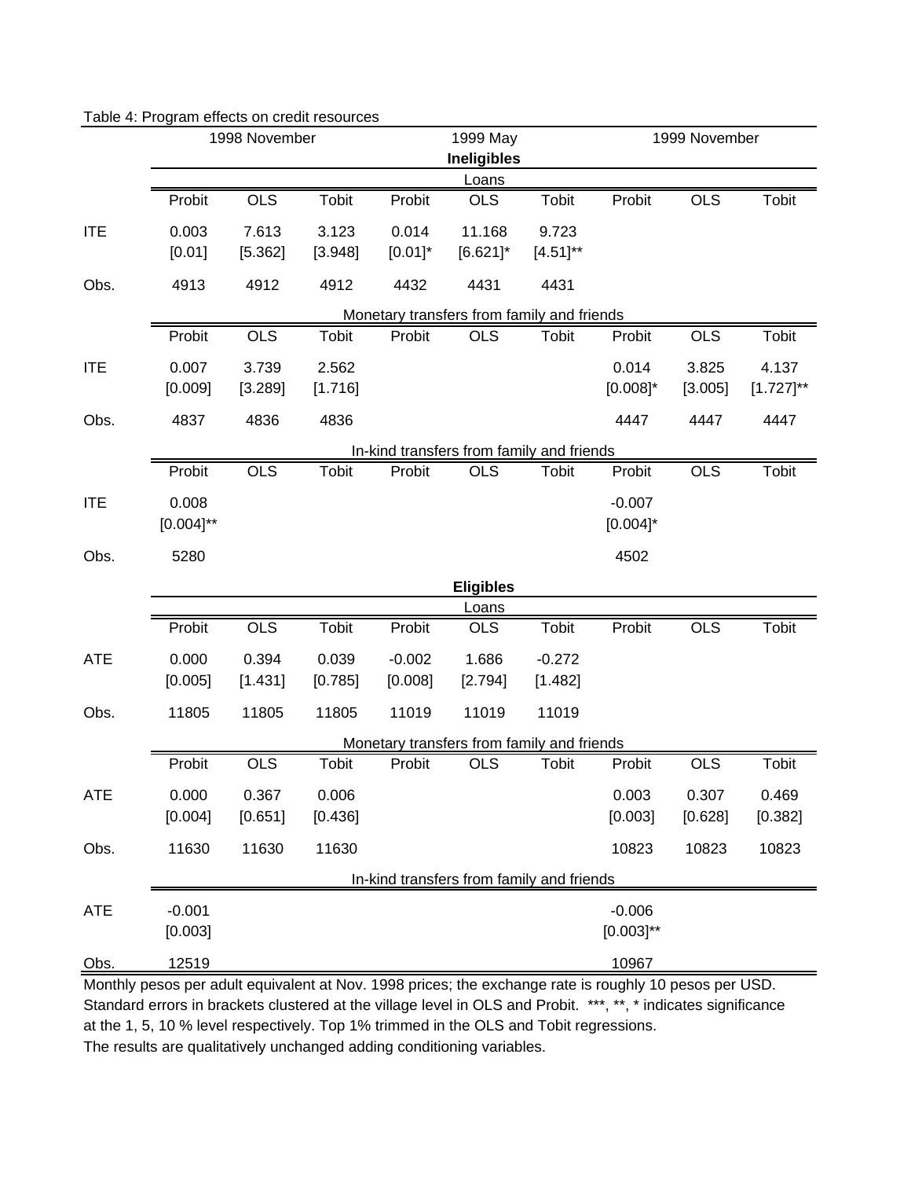Table 4: Program effects on credit resources

| | 1998 November | | | 1999 May | | | 1999 November | | |
|---|---|---|---|---|---|---|---|---|---|
| | | | | **Ineligibles** | | | | | |
| | | | | Loans | | | | | |
| | Probit | OLS | Tobit | Probit | OLS | Tobit | Probit | OLS | Tobit |
| ITE | 0.003 | 7.613 | 3.123 | 0.014 | 11.168 | 9.723 | | | |
| | [0.01] | [5.362] | [3.948] | [0.01]* | [6.621]* | [4.51]** | | | |
| Obs. | 4913 | 4912 | 4912 | 4432 | 4431 | 4431 | | | |
| | | | | Monetary transfers from family and friends | | | | | |
| | Probit | OLS | Tobit | Probit | OLS | Tobit | Probit | OLS | Tobit |
| ITE | 0.007 | 3.739 | 2.562 | | | | 0.014 | 3.825 | 4.137 |
| | [0.009] | [3.289] | [1.716] | | | | [0.008]* | [3.005] | [1.727]** |
| Obs. | 4837 | 4836 | 4836 | | | | 4447 | 4447 | 4447 |
| | | | | In-kind transfers from family and friends | | | | | |
| | Probit | OLS | Tobit | Probit | OLS | Tobit | Probit | OLS | Tobit |
| ITE | 0.008 | | | | | | -0.007 | | |
| | [0.004]** | | | | | | [0.004]* | | |
| Obs. | 5280 | | | | | | 4502 | | |
| | | | | **Eligibles** | | | | | |
| | | | | Loans | | | | | |
| | Probit | OLS | Tobit | Probit | OLS | Tobit | Probit | OLS | Tobit |
| ATE | 0.000 | 0.394 | 0.039 | -0.002 | 1.686 | -0.272 | | | |
| | [0.005] | [1.431] | [0.785] | [0.008] | [2.794] | [1.482] | | | |
| Obs. | 11805 | 11805 | 11805 | 11019 | 11019 | 11019 | | | |
| | | | | Monetary transfers from family and friends | | | | | |
| | Probit | OLS | Tobit | Probit | OLS | Tobit | Probit | OLS | Tobit |
| ATE | 0.000 | 0.367 | 0.006 | | | | 0.003 | 0.307 | 0.469 |
| | [0.004] | [0.651] | [0.436] | | | | [0.003] | [0.628] | [0.382] |
| Obs. | 11630 | 11630 | 11630 | | | | 10823 | 10823 | 10823 |
| | | | | In-kind transfers from family and friends | | | | | |
| ATE | -0.001 | | | | | | -0.006 | | |
| | [0.003] | | | | | | [0.003]** | | |
| Obs. | 12519 | | | | | | 10967 | | |

Monthly pesos per adult equivalent at Nov. 1998 prices; the exchange rate is roughly 10 pesos per USD. Standard errors in brackets clustered at the village level in OLS and Probit. ***, **, * indicates significance at the 1, 5, 10 % level respectively. Top 1% trimmed in the OLS and Tobit regressions. The results are qualitatively unchanged adding conditioning variables.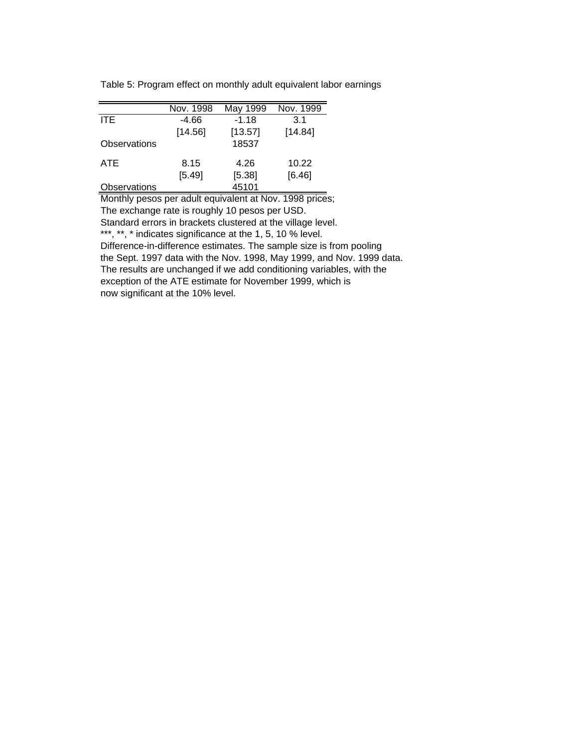Table 5: Program effect on monthly adult equivalent labor earnings

| | Nov. 1998 | May 1999 | Nov. 1999 |
|---|---|---|---|
| ITE | -4.66 | -1.18 | 3.1 |
| | [14.56] | [13.57] | [14.84] |
| Observations | | 18537 | |
| ATE | 8.15 | 4.26 | 10.22 |
| | [5.49] | [5.38] | [6.46] |
| Observations | | 45101 | |

Monthly pesos per adult equivalent at Nov. 1998 prices;
The exchange rate is roughly 10 pesos per USD.
Standard errors in brackets clustered at the village level.
***, **, * indicates significance at the 1, 5, 10 % level.
Difference-in-difference estimates. The sample size is from pooling the Sept. 1997 data with the Nov. 1998, May 1999, and Nov. 1999 data.
The results are unchanged if we add conditioning variables, with the exception of the ATE estimate for November 1999, which is now significant at the 10% level.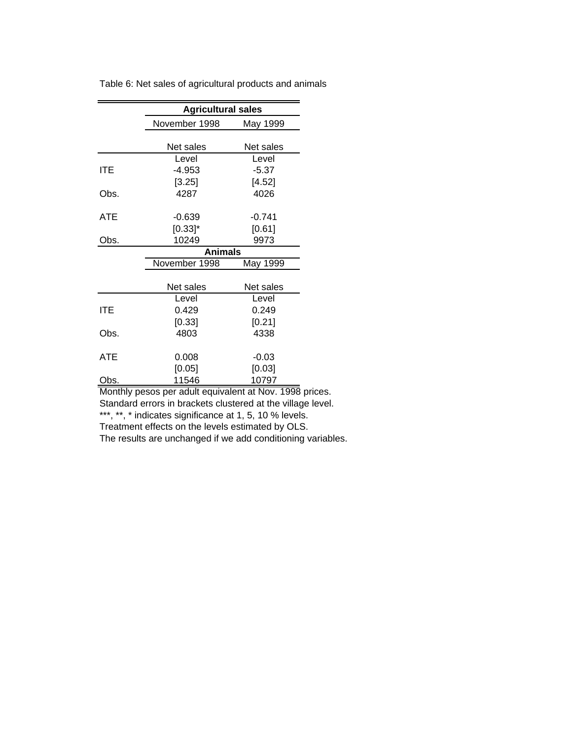Table 6: Net sales of agricultural products and animals

| | **Agricultural sales** | |
|---|---|---|
| | November 1998 | May 1999 |
| | Net sales | Net sales |
| | Level | Level |
| ITE | -4.953 | -5.37 |
| | [3.25] | [4.52] |
| Obs. | 4287 | 4026 |
| ATE | -0.639 | -0.741 |
| | [0.33]* | [0.61] |
| Obs. | 10249 | 9973 |
| | **Animals** | |
| | November 1998 | May 1999 |
| | Net sales | Net sales |
| | Level | Level |
| ITE | 0.429 | 0.249 |
| | [0.33] | [0.21] |
| Obs. | 4803 | 4338 |
| ATE | 0.008 | -0.03 |
| | [0.05] | [0.03] |
| Obs. | 11546 | 10797 |

Monthly pesos per adult equivalent at Nov. 1998 prices.
Standard errors in brackets clustered at the village level.
***, **, * indicates significance at 1, 5, 10 % levels.
Treatment effects on the levels estimated by OLS.
The results are unchanged if we add conditioning variables.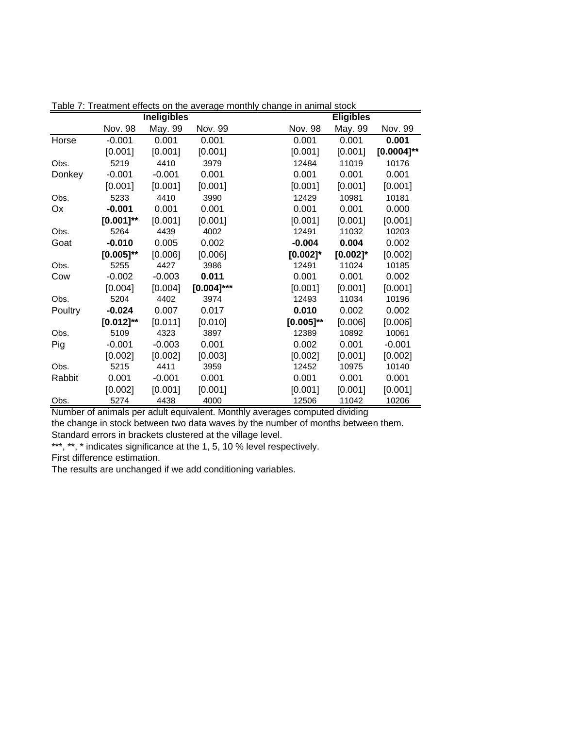Table 7: Treatment effects on the average monthly change in animal stock

| | Ineligibles | | | Eligibles | | |
|---|---|---|---|---|---|---|
| | Nov. 98 | May. 99 | Nov. 99 | Nov. 98 | May. 99 | Nov. 99 |
| Horse | -0.001 | 0.001 | 0.001 | 0.001 | 0.001 | **0.001** |
| | [0.001] | [0.001] | [0.001] | [0.001] | [0.001] | **[0.0004]** ** |
| Obs. | 5219 | 4410 | 3979 | 12484 | 11019 | 10176 |
| Donkey | -0.001 | -0.001 | 0.001 | 0.001 | 0.001 | 0.001 |
| | [0.001] | [0.001] | [0.001] | [0.001] | [0.001] | [0.001] |
| Obs. | 5233 | 4410 | 3990 | 12429 | 10981 | 10181 |
| Ox | **-0.001** | 0.001 | 0.001 | 0.001 | 0.001 | 0.000 |
| | **[0.001]** ** | [0.001] | [0.001] | [0.001] | [0.001] | [0.001] |
| Obs. | 5264 | 4439 | 4002 | 12491 | 11032 | 10203 |
| Goat | **-0.010** | 0.005 | 0.002 | **-0.004** | **0.004** | 0.002 |
| | **[0.005]** ** | [0.006] | [0.006] | **[0.002]** * | **[0.002]** * | [0.002] |
| Obs. | 5255 | 4427 | 3986 | 12491 | 11024 | 10185 |
| Cow | -0.002 | -0.003 | **0.011** | 0.001 | 0.001 | 0.002 |
| | [0.004] | [0.004] | **[0.004]** *** | [0.001] | [0.001] | [0.001] |
| Obs. | 5204 | 4402 | 3974 | 12493 | 11034 | 10196 |
| Poultry | **-0.024** | 0.007 | 0.017 | **0.010** | 0.002 | 0.002 |
| | **[0.012]** ** | [0.011] | [0.010] | **[0.005]** ** | [0.006] | [0.006] |
| Obs. | 5109 | 4323 | 3897 | 12389 | 10892 | 10061 |
| Pig | -0.001 | -0.003 | 0.001 | 0.002 | 0.001 | -0.001 |
| | [0.002] | [0.002] | [0.003] | [0.002] | [0.001] | [0.002] |
| Obs. | 5215 | 4411 | 3959 | 12452 | 10975 | 10140 |
| Rabbit | 0.001 | -0.001 | 0.001 | 0.001 | 0.001 | 0.001 |
| | [0.002] | [0.001] | [0.001] | [0.001] | [0.001] | [0.001] |
| Obs. | 5274 | 4438 | 4000 | 12506 | 11042 | 10206 |

Number of animals per adult equivalent. Monthly averages computed dividing the change in stock between two data waves by the number of months between them.
Standard errors in brackets clustered at the village level.
***, **, * indicates significance at the 1, 5, 10 % level respectively.
First difference estimation.
The results are unchanged if we add conditioning variables.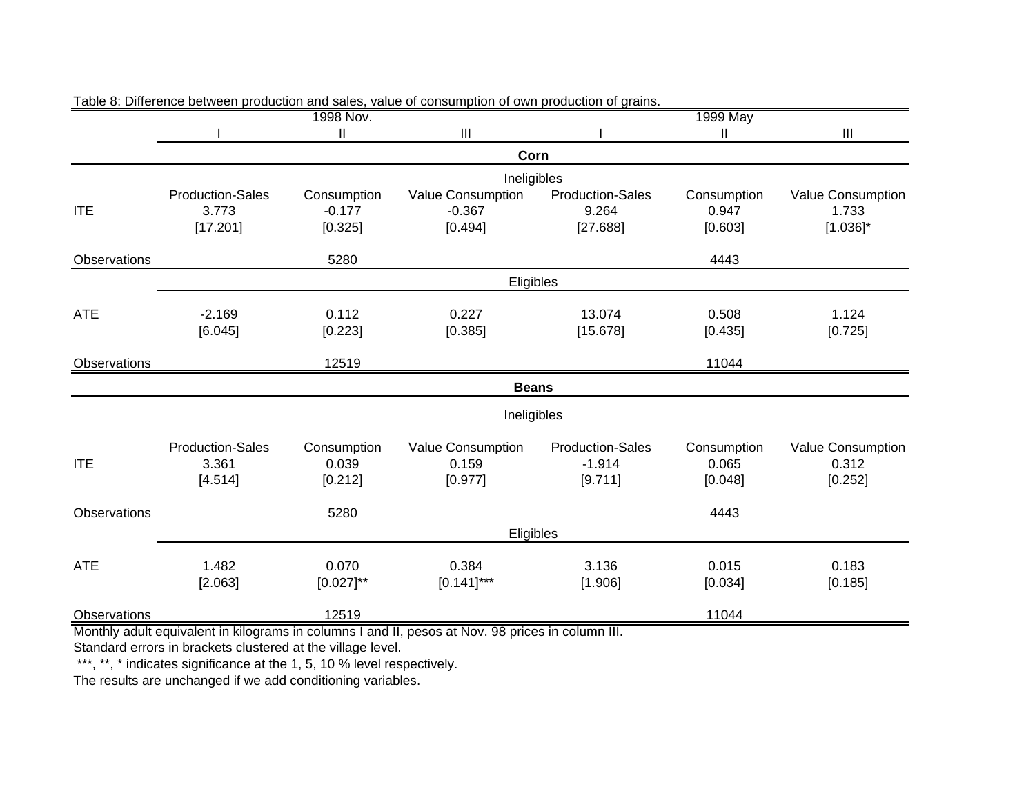Table 8: Difference between production and sales, value of consumption of own production of grains.

| | 1998 Nov. | | | 1999 May | | |
|---|---|---|---|---|---|---|
| | I | II | III | I | II | III |
| **Corn** | | | | | | |
| | Ineligibles | | | | | |
| | Production-Sales | Consumption | Value Consumption | Production-Sales | Consumption | Value Consumption |
| ITE | 3.773 | -0.177 | -0.367 | 9.264 | 0.947 | 1.733 |
| | [17.201] | [0.325] | [0.494] | [27.688] | [0.603] | [1.036]* |
| Observations | | 5280 | | | 4443 | |
| | Eligibles | | | | | |
| ATE | -2.169 | 0.112 | 0.227 | 13.074 | 0.508 | 1.124 |
| | [6.045] | [0.223] | [0.385] | [15.678] | [0.435] | [0.725] |
| Observations | | 12519 | | | 11044 | |
| **Beans** | | | | | | |
| | Ineligibles | | | | | |
| | Production-Sales | Consumption | Value Consumption | Production-Sales | Consumption | Value Consumption |
| ITE | 3.361 | 0.039 | 0.159 | -1.914 | 0.065 | 0.312 |
| | [4.514] | [0.212] | [0.977] | [9.711] | [0.048] | [0.252] |
| Observations | | 5280 | | | 4443 | |
| | Eligibles | | | | | |
| ATE | 1.482 | 0.070 | 0.384 | 3.136 | 0.015 | 0.183 |
| | [2.063] | [0.027]** | [0.141]*** | [1.906] | [0.034] | [0.185] |
| Observations | | 12519 | | | 11044 | |

Monthly adult equivalent in kilograms in columns I and II, pesos at Nov. 98 prices in column III.
Standard errors in brackets clustered at the village level.
***, **, * indicates significance at the 1, 5, 10 % level respectively.
The results are unchanged if we add conditioning variables.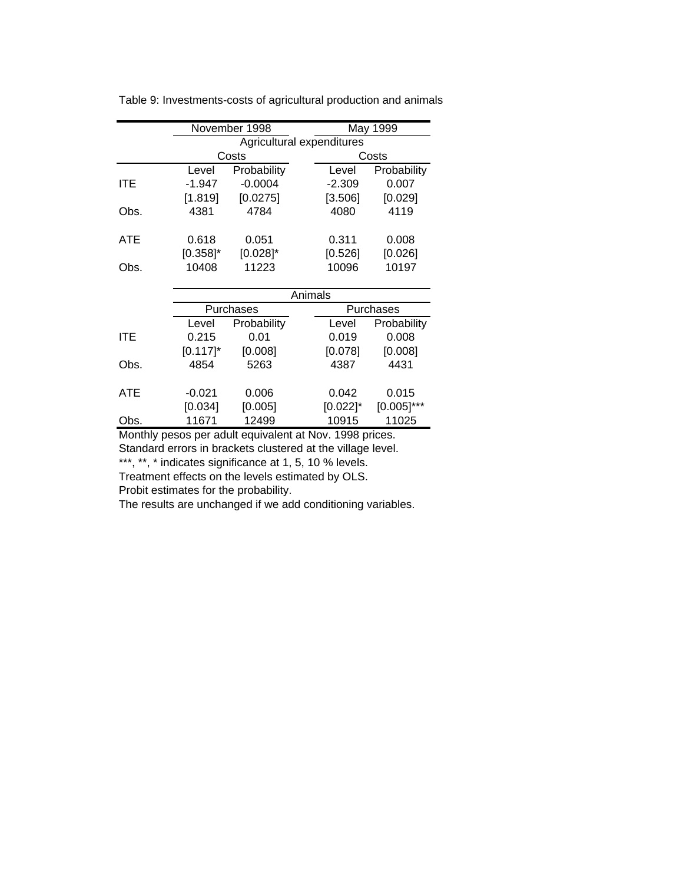Table 9: Investments-costs of agricultural production and animals

| | November 1998 | | May 1999 | |
|---|---|---|---|---|
| | Agricultural expenditures | | | |
| | Costs | | Costs | |
| | Level | Probability | Level | Probability |
| ITE | -1.947 | -0.0004 | -2.309 | 0.007 |
| | [1.819] | [0.0275] | [3.506] | [0.029] |
| Obs. | 4381 | 4784 | 4080 | 4119 |
| ATE | 0.618 | 0.051 | 0.311 | 0.008 |
| | [0.358]* | [0.028]* | [0.526] | [0.026] |
| Obs. | 10408 | 11223 | 10096 | 10197 |
| | Animals | | | |
| | Purchases | | Purchases | |
| | Level | Probability | Level | Probability |
| ITE | 0.215 | 0.01 | 0.019 | 0.008 |
| | [0.117]* | [0.008] | [0.078] | [0.008] |
| Obs. | 4854 | 5263 | 4387 | 4431 |
| ATE | -0.021 | 0.006 | 0.042 | 0.015 |
| | [0.034] | [0.005] | [0.022]* | [0.005]*** |
| Obs. | 11671 | 12499 | 10915 | 11025 |

Monthly pesos per adult equivalent at Nov. 1998 prices.
Standard errors in brackets clustered at the village level.
***, **, * indicates significance at 1, 5, 10 % levels.
Treatment effects on the levels estimated by OLS.
Probit estimates for the probability.
The results are unchanged if we add conditioning variables.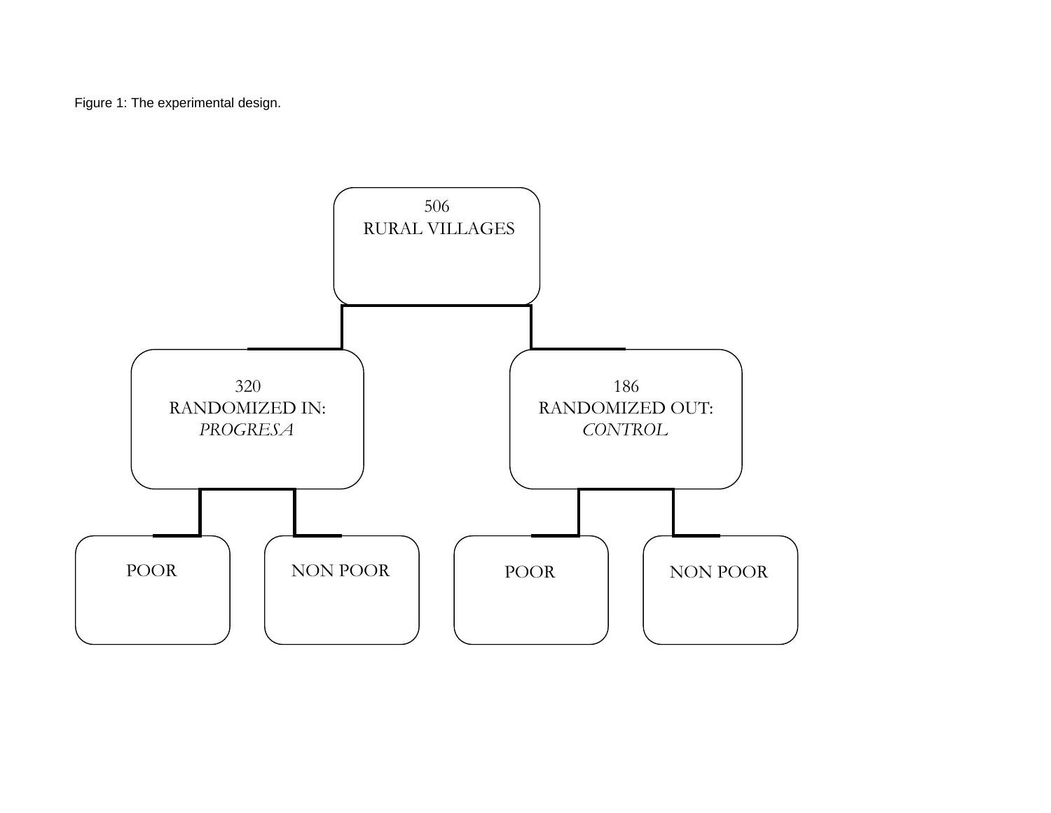Figure 1: The experimental design.

506
RURAL VILLAGES

320
RANDOMIZED IN:
*PROGRESA*

186
RANDOMIZED OUT:
*CONTROL*

POOR

NON POOR

POOR

NON POOR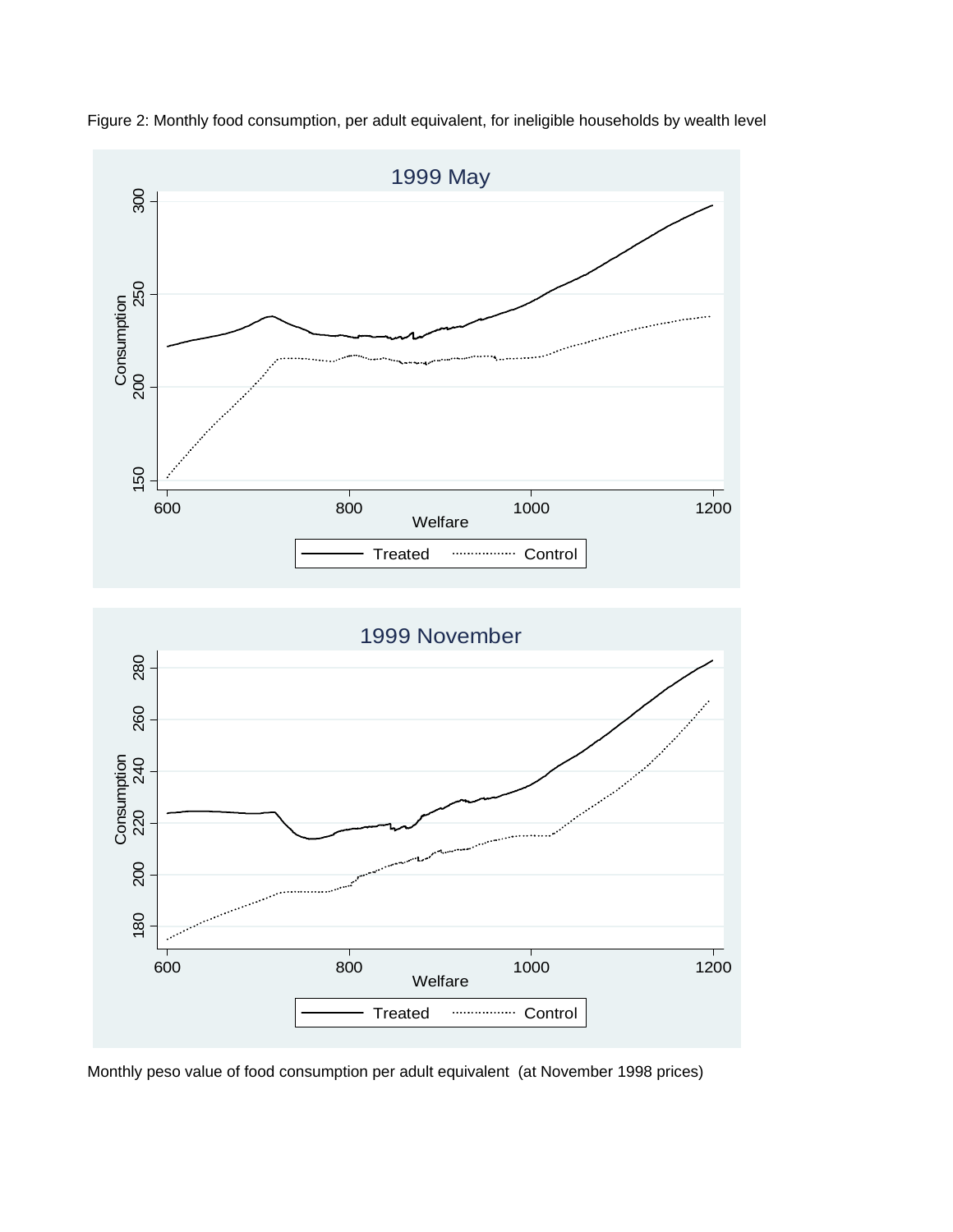Figure 2: Monthly food consumption, per adult equivalent, for ineligible households by wealth level

1999 May

Consumption

300

250

200

150

600

800

1000

1200

Welfare

Treated

Control

1999 November

Consumption

280

260

240

220

200

180

600

800

1000

1200

Welfare

Treated

Control

Monthly peso value of food consumption per adult equivalent (at November 1998 prices)